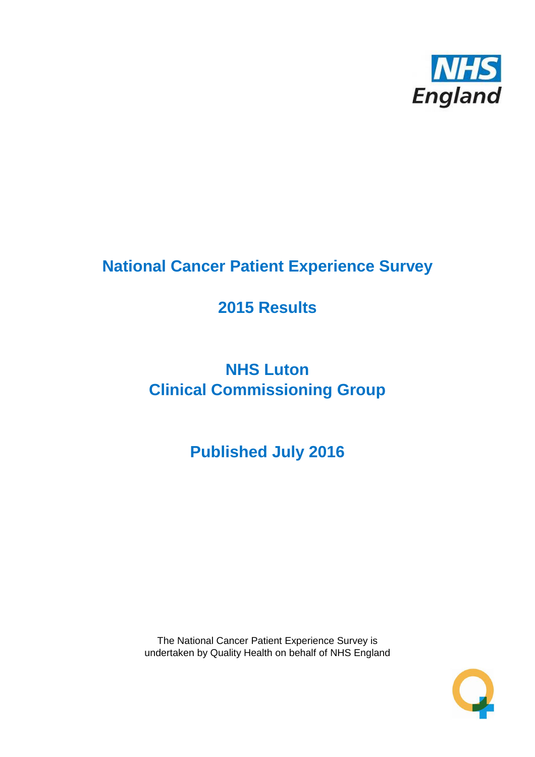# National Cancer Patient Experience Survey

## 2015 Results

## NHS Luton
## Clinical Commissioning Group

## Published July 2016

The National Cancer Patient Experience Survey is undertaken by Quality Health on behalf of NHS England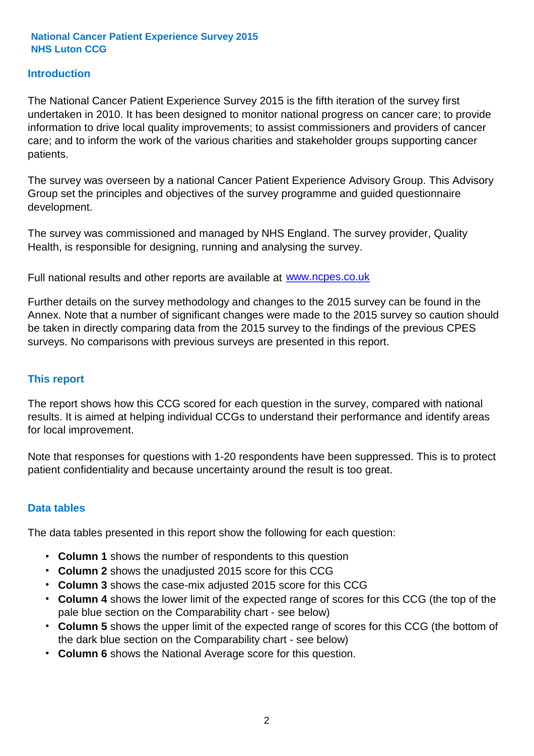**National Cancer Patient Experience Survey 2015**
**NHS Luton CCG**

## Introduction

The National Cancer Patient Experience Survey 2015 is the fifth iteration of the survey first undertaken in 2010. It has been designed to monitor national progress on cancer care; to provide information to drive local quality improvements; to assist commissioners and providers of cancer care; and to inform the work of the various charities and stakeholder groups supporting cancer patients.

The survey was overseen by a national Cancer Patient Experience Advisory Group. This Advisory Group set the principles and objectives of the survey programme and guided questionnaire development.

The survey was commissioned and managed by NHS England. The survey provider, Quality Health, is responsible for designing, running and analysing the survey.

Full national results and other reports are available at [www.ncpes.co.uk](http://www.ncpes.co.uk)

Further details on the survey methodology and changes to the 2015 survey can be found in the Annex. Note that a number of significant changes were made to the 2015 survey so caution should be taken in directly comparing data from the 2015 survey to the findings of the previous CPES surveys. No comparisons with previous surveys are presented in this report.

## This report

The report shows how this CCG scored for each question in the survey, compared with national results. It is aimed at helping individual CCGs to understand their performance and identify areas for local improvement.

Note that responses for questions with 1-20 respondents have been suppressed. This is to protect patient confidentiality and because uncertainty around the result is too great.

## Data tables

The data tables presented in this report show the following for each question:

- **Column 1** shows the number of respondents to this question
- **Column 2** shows the unadjusted 2015 score for this CCG
- **Column 3** shows the case-mix adjusted 2015 score for this CCG
- **Column 4** shows the lower limit of the expected range of scores for this CCG (the top of the pale blue section on the Comparability chart - see below)
- **Column 5** shows the upper limit of the expected range of scores for this CCG (the bottom of the dark blue section on the Comparability chart - see below)
- **Column 6** shows the National Average score for this question.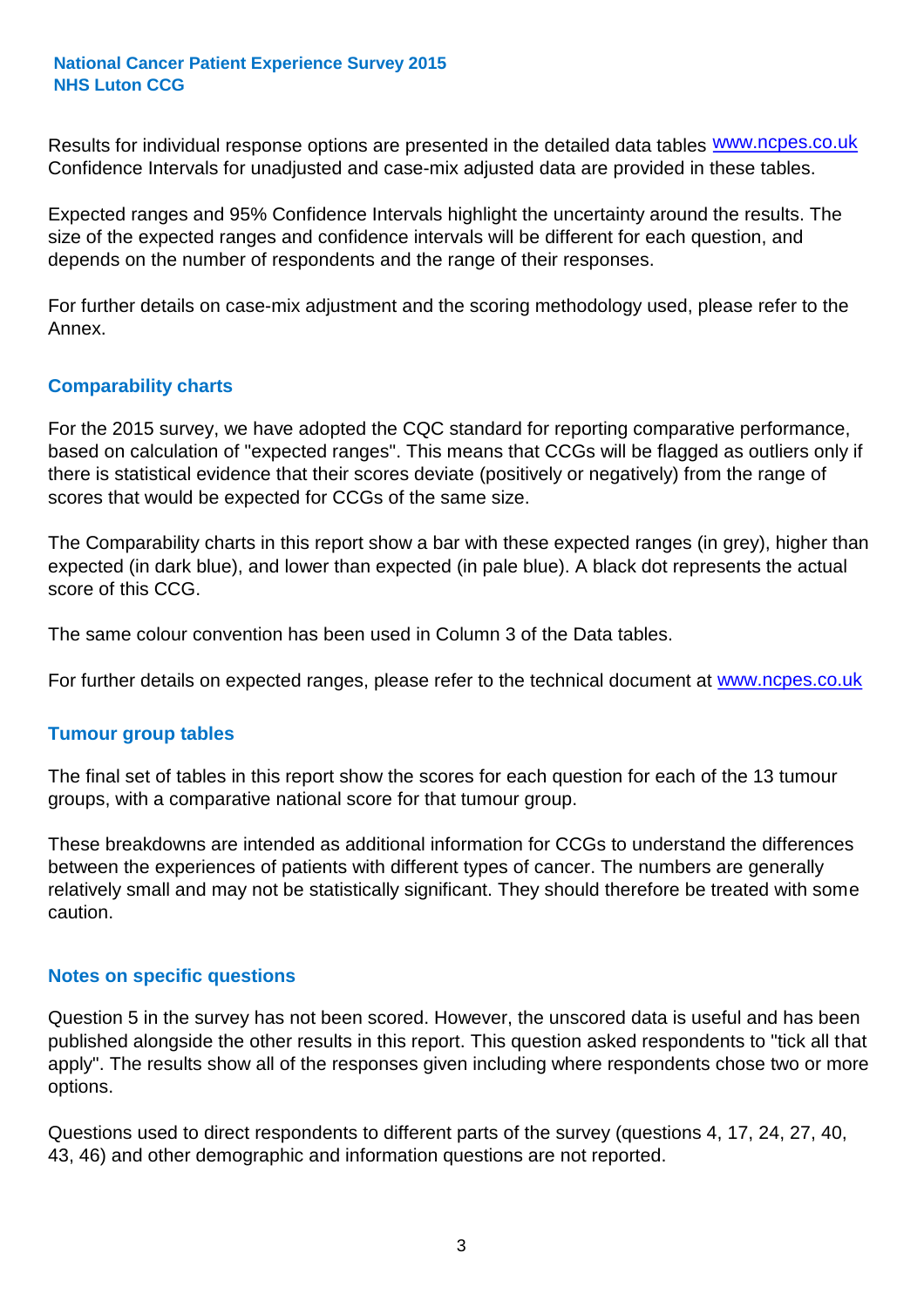Results for individual response options are presented in the detailed data tables www.ncpes.co.uk Confidence Intervals for unadjusted and case-mix adjusted data are provided in these tables.

Expected ranges and 95% Confidence Intervals highlight the uncertainty around the results. The size of the expected ranges and confidence intervals will be different for each question, and depends on the number of respondents and the range of their responses.

For further details on case-mix adjustment and the scoring methodology used, please refer to the Annex.

## Comparability charts

For the 2015 survey, we have adopted the CQC standard for reporting comparative performance, based on calculation of "expected ranges". This means that CCGs will be flagged as outliers only if there is statistical evidence that their scores deviate (positively or negatively) from the range of scores that would be expected for CCGs of the same size.

The Comparability charts in this report show a bar with these expected ranges (in grey), higher than expected (in dark blue), and lower than expected (in pale blue). A black dot represents the actual score of this CCG.

The same colour convention has been used in Column 3 of the Data tables.

For further details on expected ranges, please refer to the technical document at www.ncpes.co.uk

## Tumour group tables

The final set of tables in this report show the scores for each question for each of the 13 tumour groups, with a comparative national score for that tumour group.

These breakdowns are intended as additional information for CCGs to understand the differences between the experiences of patients with different types of cancer. The numbers are generally relatively small and may not be statistically significant. They should therefore be treated with some caution.

## Notes on specific questions

Question 5 in the survey has not been scored. However, the unscored data is useful and has been published alongside the other results in this report. This question asked respondents to "tick all that apply". The results show all of the responses given including where respondents chose two or more options.

Questions used to direct respondents to different parts of the survey (questions 4, 17, 24, 27, 40, 43, 46) and other demographic and information questions are not reported.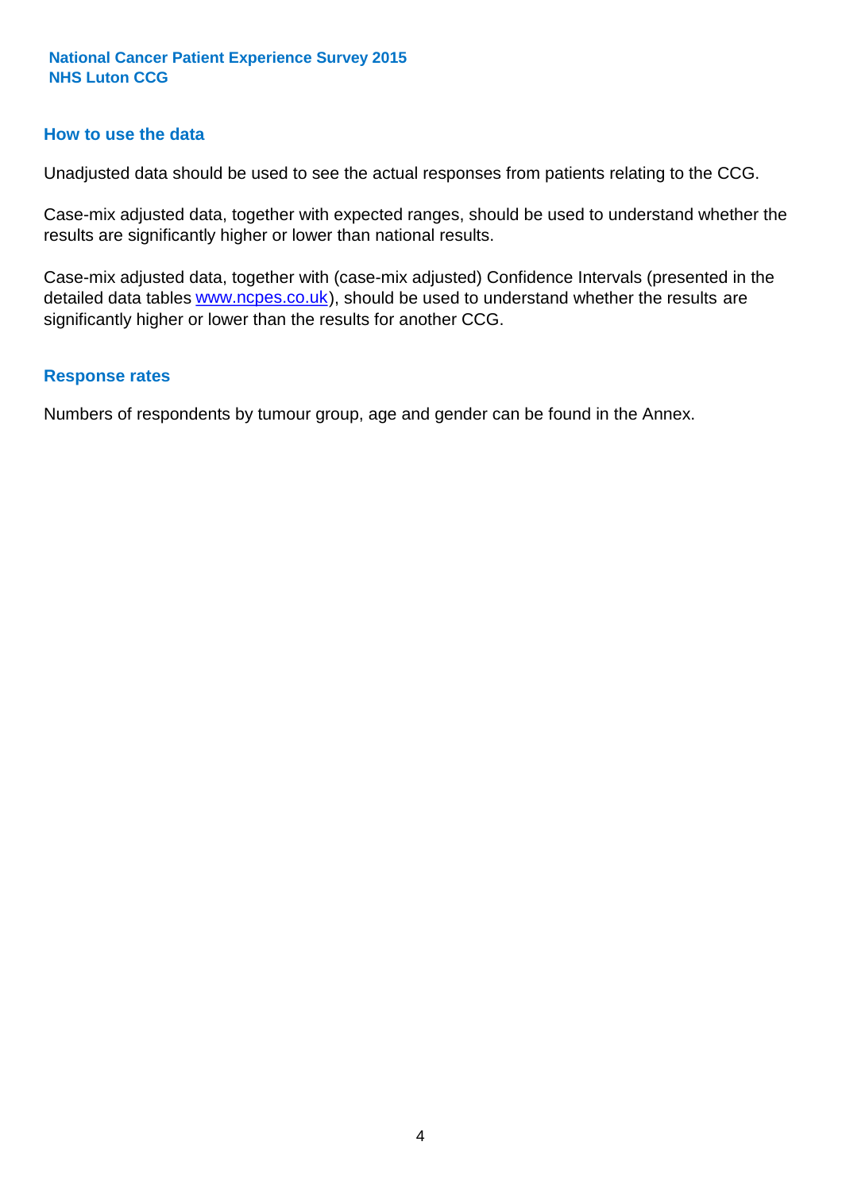## How to use the data

Unadjusted data should be used to see the actual responses from patients relating to the CCG.

Case-mix adjusted data, together with expected ranges, should be used to understand whether the results are significantly higher or lower than national results.

Case-mix adjusted data, together with (case-mix adjusted) Confidence Intervals (presented in the detailed data tables www.ncpes.co.uk), should be used to understand whether the results are significantly higher or lower than the results for another CCG.

## Response rates

Numbers of respondents by tumour group, age and gender can be found in the Annex.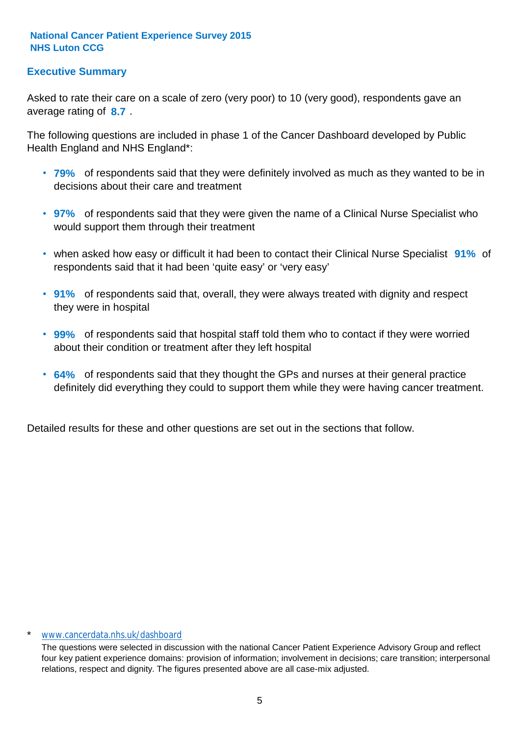**National Cancer Patient Experience Survey 2015**
**NHS Luton CCG**

## Executive Summary

Asked to rate their care on a scale of zero (very poor) to 10 (very good), respondents gave an average rating of **8.7** .

The following questions are included in phase 1 of the Cancer Dashboard developed by Public Health England and NHS England*:

- **79%** of respondents said that they were definitely involved as much as they wanted to be in decisions about their care and treatment
- **97%** of respondents said that they were given the name of a Clinical Nurse Specialist who would support them through their treatment
- when asked how easy or difficult it had been to contact their Clinical Nurse Specialist **91%** of respondents said that it had been 'quite easy' or 'very easy'
- **91%** of respondents said that, overall, they were always treated with dignity and respect they were in hospital
- **99%** of respondents said that hospital staff told them who to contact if they were worried about their condition or treatment after they left hospital
- **64%** of respondents said that they thought the GPs and nurses at their general practice definitely did everything they could to support them while they were having cancer treatment.

Detailed results for these and other questions are set out in the sections that follow.

\* www.cancerdata.nhs.uk/dashboard

The questions were selected in discussion with the national Cancer Patient Experience Advisory Group and reflect four key patient experience domains: provision of information; involvement in decisions; care transition; interpersonal relations, respect and dignity. The figures presented above are all case-mix adjusted.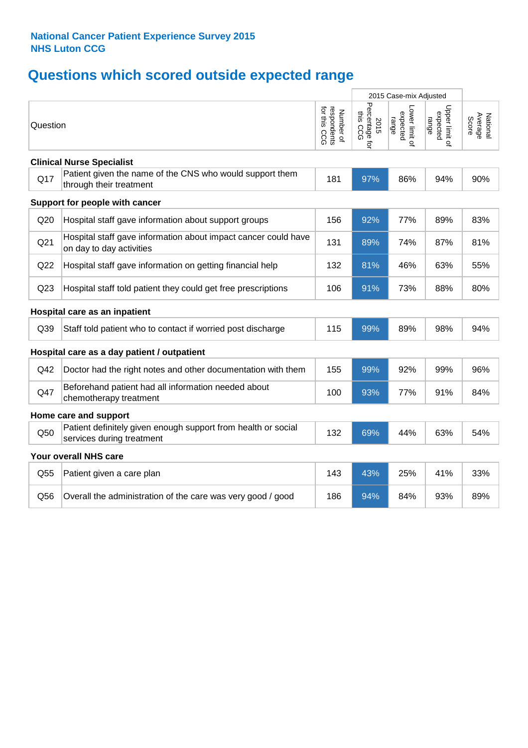**National Cancer Patient Experience Survey 2015**
**NHS Luton CCG**

# Questions which scored outside expected range

| | Question | Number of respondents for this CCG | 2015 Case-mix Adjusted: 2015 Percentage for this CCG | 2015 Case-mix Adjusted: Lower limit of expected range | 2015 Case-mix Adjusted: Upper limit of expected range | National Average Score |
|---|---|---|---|---|---|---|
| **Clinical Nurse Specialist** | | | | | | |
| Q17 | Patient given the name of the CNS who would support them through their treatment | 181 | 97% | 86% | 94% | 90% |
| **Support for people with cancer** | | | | | | |
| Q20 | Hospital staff gave information about support groups | 156 | 92% | 77% | 89% | 83% |
| Q21 | Hospital staff gave information about impact cancer could have on day to day activities | 131 | 89% | 74% | 87% | 81% |
| Q22 | Hospital staff gave information on getting financial help | 132 | 81% | 46% | 63% | 55% |
| Q23 | Hospital staff told patient they could get free prescriptions | 106 | 91% | 73% | 88% | 80% |
| **Hospital care as an inpatient** | | | | | | |
| Q39 | Staff told patient who to contact if worried post discharge | 115 | 99% | 89% | 98% | 94% |
| **Hospital care as a day patient / outpatient** | | | | | | |
| Q42 | Doctor had the right notes and other documentation with them | 155 | 99% | 92% | 99% | 96% |
| Q47 | Beforehand patient had all information needed about chemotherapy treatment | 100 | 93% | 77% | 91% | 84% |
| **Home care and support** | | | | | | |
| Q50 | Patient definitely given enough support from health or social services during treatment | 132 | 69% | 44% | 63% | 54% |
| **Your overall NHS care** | | | | | | |
| Q55 | Patient given a care plan | 143 | 43% | 25% | 41% | 33% |
| Q56 | Overall the administration of the care was very good / good | 186 | 94% | 84% | 93% | 89% |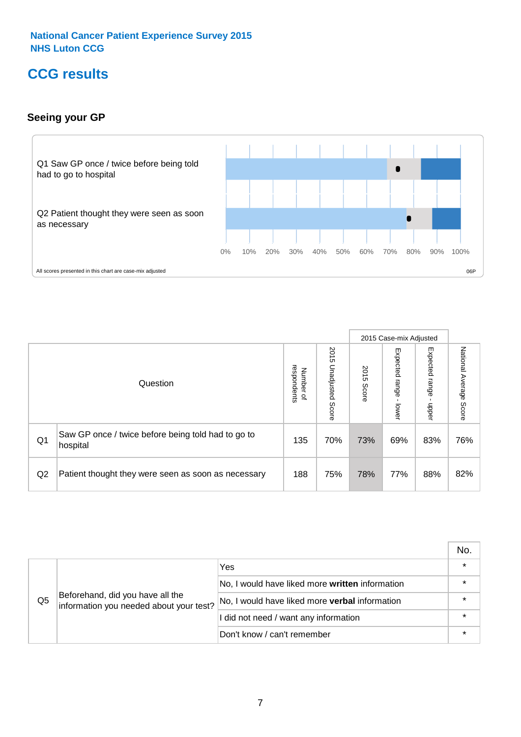National Cancer Patient Experience Survey 2015
NHS Luton CCG

# CCG results

## Seeing your GP

Q1 Saw GP once / twice before being told had to go to hospital

Q2 Patient thought they were seen as soon as necessary

0% 10% 20% 30% 40% 50% 60% 70% 80% 90% 100%

All scores presented in this chart are case-mix adjusted

06P

| | Question | Number of respondents | 2015 Unadjusted Score | 2015 Case-mix Adjusted: 2015 Score | 2015 Case-mix Adjusted: Expected range - lower | 2015 Case-mix Adjusted: Expected range - upper | National Average Score |
|---|---|---|---|---|---|---|---|
| Q1 | Saw GP once / twice before being told had to go to hospital | 135 | 70% | 73% | 69% | 83% | 76% |
| Q2 | Patient thought they were seen as soon as necessary | 188 | 75% | 78% | 77% | 88% | 82% |

| | | | No. |
|---|---|---|---|
| Q5 | Beforehand, did you have all the information you needed about your test? | Yes | * |
| | | No, I would have liked more **written** information | * |
| | | No, I would have liked more **verbal** information | * |
| | | I did not need / want any information | * |
| | | Don't know / can't remember | * |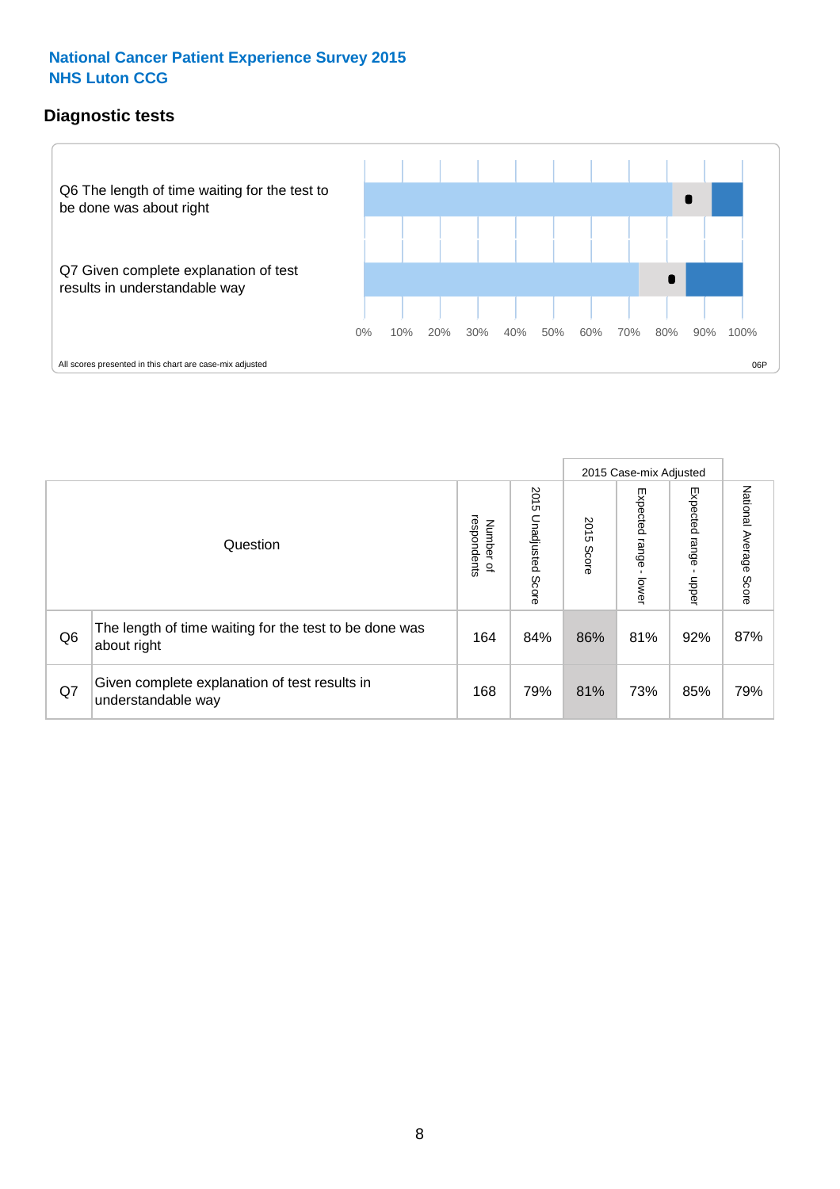**National Cancer Patient Experience Survey 2015**
**NHS Luton CCG**

## Diagnostic tests

Q6 The length of time waiting for the test to be done was about right

Q7 Given complete explanation of test results in understandable way

0% 10% 20% 30% 40% 50% 60% 70% 80% 90% 100%

All scores presented in this chart are case-mix adjusted

06P

| Question | | Number of respondents | 2015 Unadjusted Score | 2015 Case-mix Adjusted: 2015 Score | 2015 Case-mix Adjusted: Expected range - lower | 2015 Case-mix Adjusted: Expected range - upper | National Average Score |
|---|---|---|---|---|---|---|---|
| Q6 | The length of time waiting for the test to be done was about right | 164 | 84% | 86% | 81% | 92% | 87% |
| Q7 | Given complete explanation of test results in understandable way | 168 | 79% | 81% | 73% | 85% | 79% |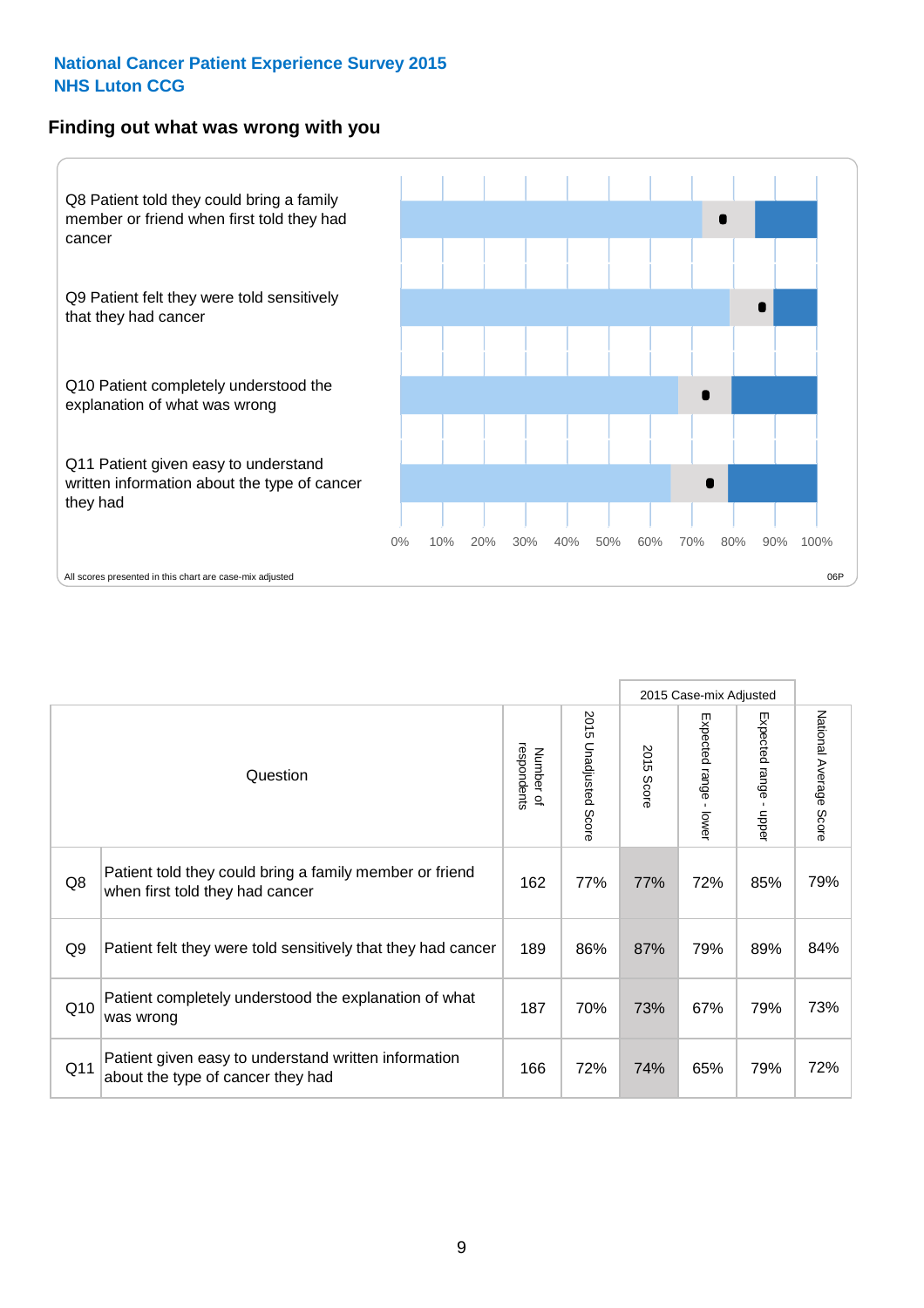**National Cancer Patient Experience Survey 2015**
**NHS Luton CCG**

## Finding out what was wrong with you

Q8 Patient told they could bring a family member or friend when first told they had cancer

Q9 Patient felt they were told sensitively that they had cancer

Q10 Patient completely understood the explanation of what was wrong

Q11 Patient given easy to understand written information about the type of cancer they had

0% 10% 20% 30% 40% 50% 60% 70% 80% 90% 100%

All scores presented in this chart are case-mix adjusted

06P

| | Question | Number of respondents | 2015 Unadjusted Score | 2015 Case-mix Adjusted | | | National Average Score |
|---|---|---|---|---|---|---|---|
| | | | | 2015 Score | Expected range - lower | Expected range - upper | |
| Q8 | Patient told they could bring a family member or friend when first told they had cancer | 162 | 77% | 77% | 72% | 85% | 79% |
| Q9 | Patient felt they were told sensitively that they had cancer | 189 | 86% | 87% | 79% | 89% | 84% |
| Q10 | Patient completely understood the explanation of what was wrong | 187 | 70% | 73% | 67% | 79% | 73% |
| Q11 | Patient given easy to understand written information about the type of cancer they had | 166 | 72% | 74% | 65% | 79% | 72% |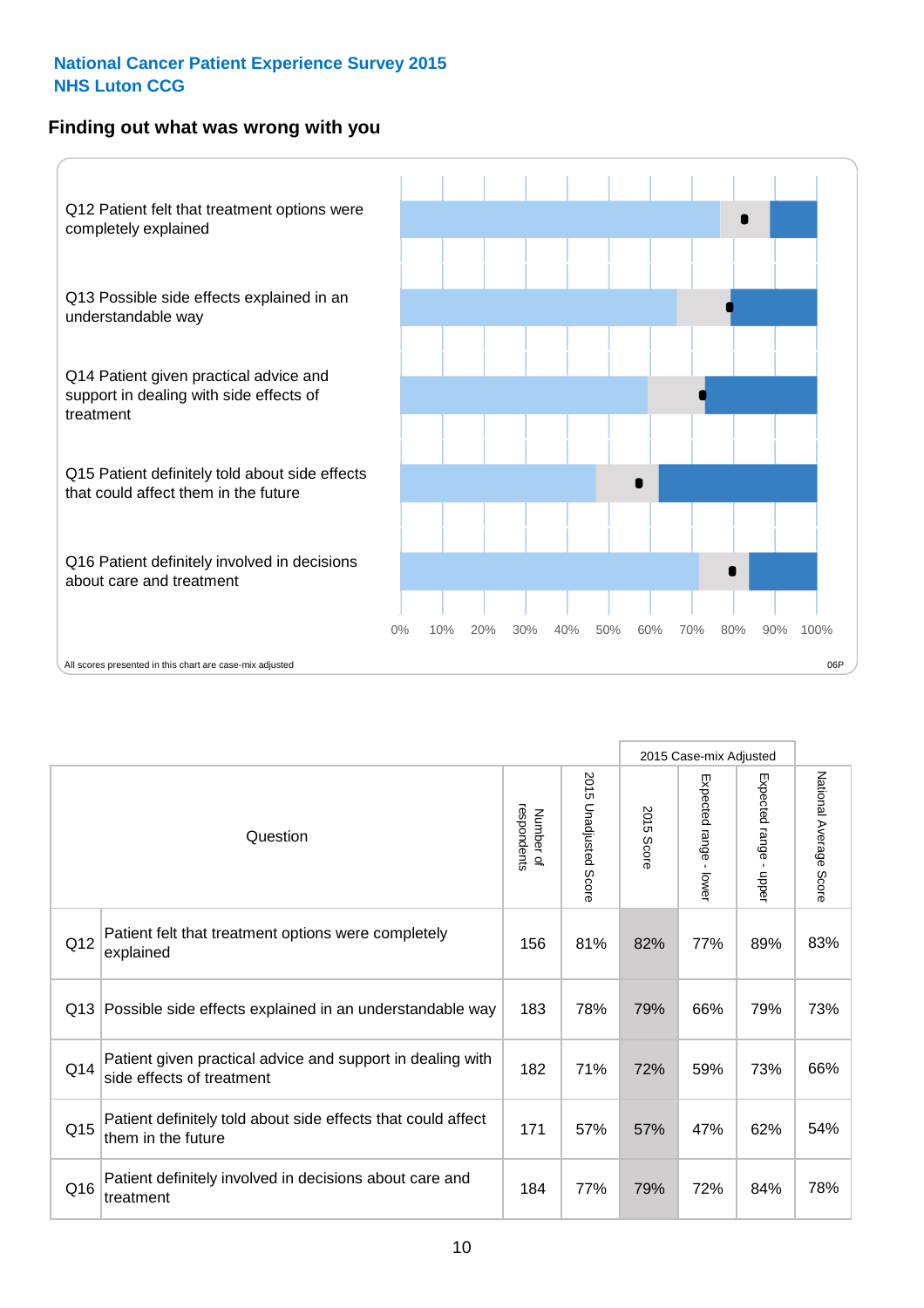**National Cancer Patient Experience Survey 2015**
**NHS Luton CCG**

## Finding out what was wrong with you

Q12 Patient felt that treatment options were completely explained

Q13 Possible side effects explained in an understandable way

Q14 Patient given practical advice and support in dealing with side effects of treatment

Q15 Patient definitely told about side effects that could affect them in the future

Q16 Patient definitely involved in decisions about care and treatment

0% 10% 20% 30% 40% 50% 60% 70% 80% 90% 100%

All scores presented in this chart are case-mix adjusted

06P

| | Question | Number of respondents | 2015 Unadjusted Score | 2015 Case-mix Adjusted: 2015 Score | 2015 Case-mix Adjusted: Expected range - lower | 2015 Case-mix Adjusted: Expected range - upper | National Average Score |
|---|---|---|---|---|---|---|---|
| Q12 | Patient felt that treatment options were completely explained | 156 | 81% | 82% | 77% | 89% | 83% |
| Q13 | Possible side effects explained in an understandable way | 183 | 78% | 79% | 66% | 79% | 73% |
| Q14 | Patient given practical advice and support in dealing with side effects of treatment | 182 | 71% | 72% | 59% | 73% | 66% |
| Q15 | Patient definitely told about side effects that could affect them in the future | 171 | 57% | 57% | 47% | 62% | 54% |
| Q16 | Patient definitely involved in decisions about care and treatment | 184 | 77% | 79% | 72% | 84% | 78% |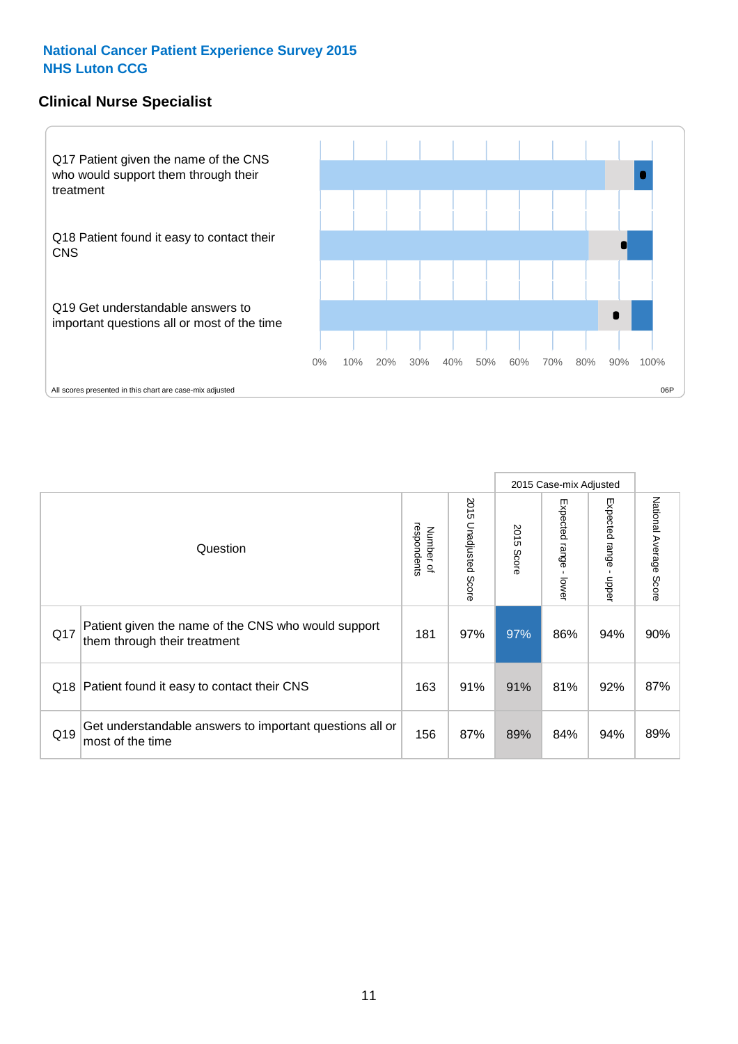National Cancer Patient Experience Survey 2015
NHS Luton CCG

## Clinical Nurse Specialist

Q17 Patient given the name of the CNS who would support them through their treatment

Q18 Patient found it easy to contact their CNS

Q19 Get understandable answers to important questions all or most of the time

0% 10% 20% 30% 40% 50% 60% 70% 80% 90% 100%

All scores presented in this chart are case-mix adjusted

06P

| | Question | Number of respondents | 2015 Unadjusted Score | 2015 Case-mix Adjusted: 2015 Score | 2015 Case-mix Adjusted: Expected range - lower | 2015 Case-mix Adjusted: Expected range - upper | National Average Score |
|---|---|---|---|---|---|---|---|
| Q17 | Patient given the name of the CNS who would support them through their treatment | 181 | 97% | 97% | 86% | 94% | 90% |
| Q18 | Patient found it easy to contact their CNS | 163 | 91% | 91% | 81% | 92% | 87% |
| Q19 | Get understandable answers to important questions all or most of the time | 156 | 87% | 89% | 84% | 94% | 89% |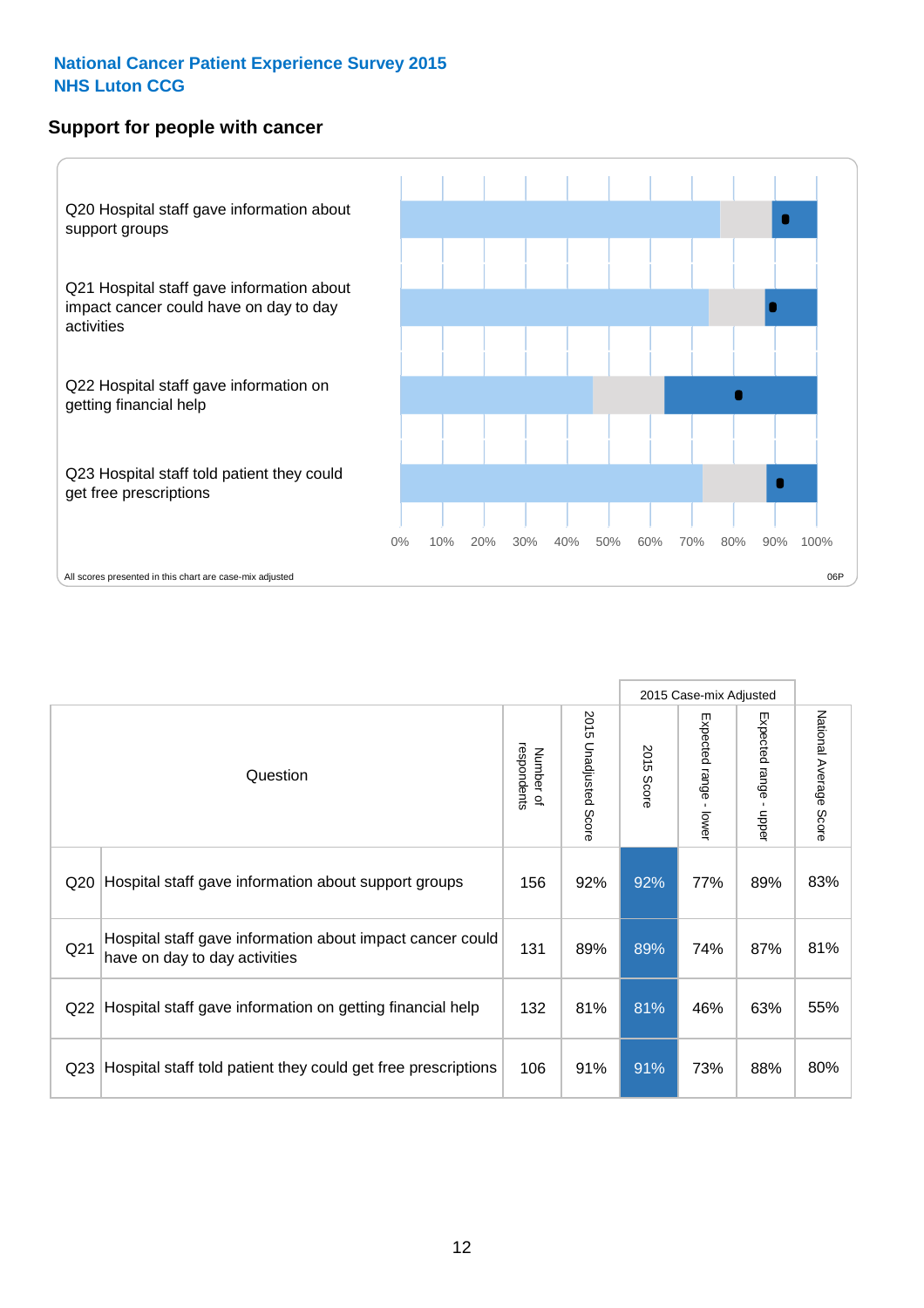## National Cancer Patient Experience Survey 2015
## NHS Luton CCG

### Support for people with cancer

Q20 Hospital staff gave information about support groups

Q21 Hospital staff gave information about impact cancer could have on day to day activities

Q22 Hospital staff gave information on getting financial help

Q23 Hospital staff told patient they could get free prescriptions

0% 10% 20% 30% 40% 50% 60% 70% 80% 90% 100%

All scores presented in this chart are case-mix adjusted

06P

| | Question | Number of respondents | 2015 Unadjusted Score | 2015 Case-mix Adjusted: 2015 Score | 2015 Case-mix Adjusted: Expected range - lower | 2015 Case-mix Adjusted: Expected range - upper | National Average Score |
|---|---|---|---|---|---|---|---|
| Q20 | Hospital staff gave information about support groups | 156 | 92% | 92% | 77% | 89% | 83% |
| Q21 | Hospital staff gave information about impact cancer could have on day to day activities | 131 | 89% | 89% | 74% | 87% | 81% |
| Q22 | Hospital staff gave information on getting financial help | 132 | 81% | 81% | 46% | 63% | 55% |
| Q23 | Hospital staff told patient they could get free prescriptions | 106 | 91% | 91% | 73% | 88% | 80% |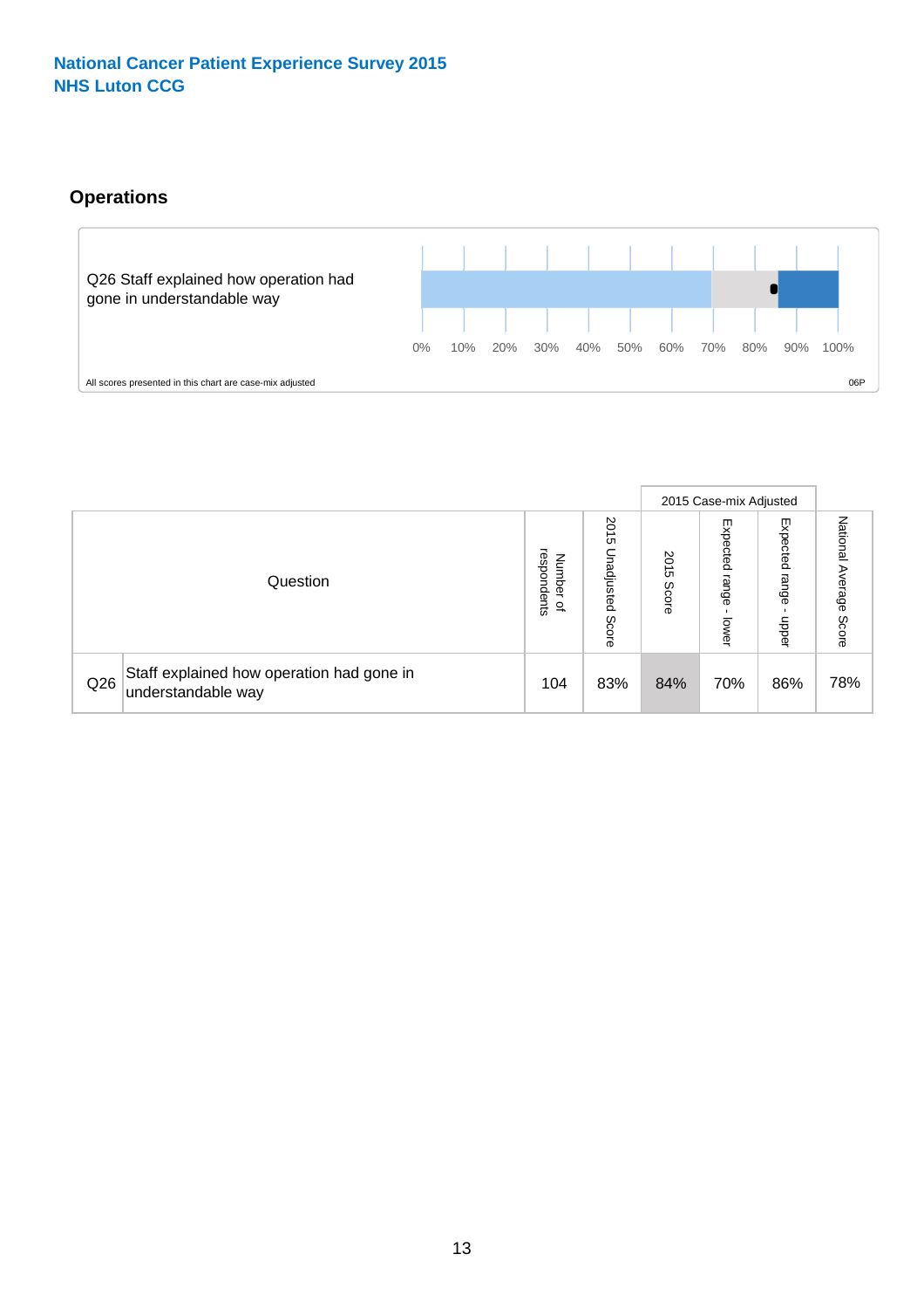**National Cancer Patient Experience Survey 2015**
**NHS Luton CCG**

## Operations

Q26 Staff explained how operation had gone in understandable way

0% 10% 20% 30% 40% 50% 60% 70% 80% 90% 100%

All scores presented in this chart are case-mix adjusted

06P

| | Question | Number of respondents | 2015 Unadjusted Score | 2015 Case-mix Adjusted: 2015 Score | 2015 Case-mix Adjusted: Expected range - lower | 2015 Case-mix Adjusted: Expected range - upper | National Average Score |
|---|---|---|---|---|---|---|---|
| Q26 | Staff explained how operation had gone in understandable way | 104 | 83% | 84% | 70% | 86% | 78% |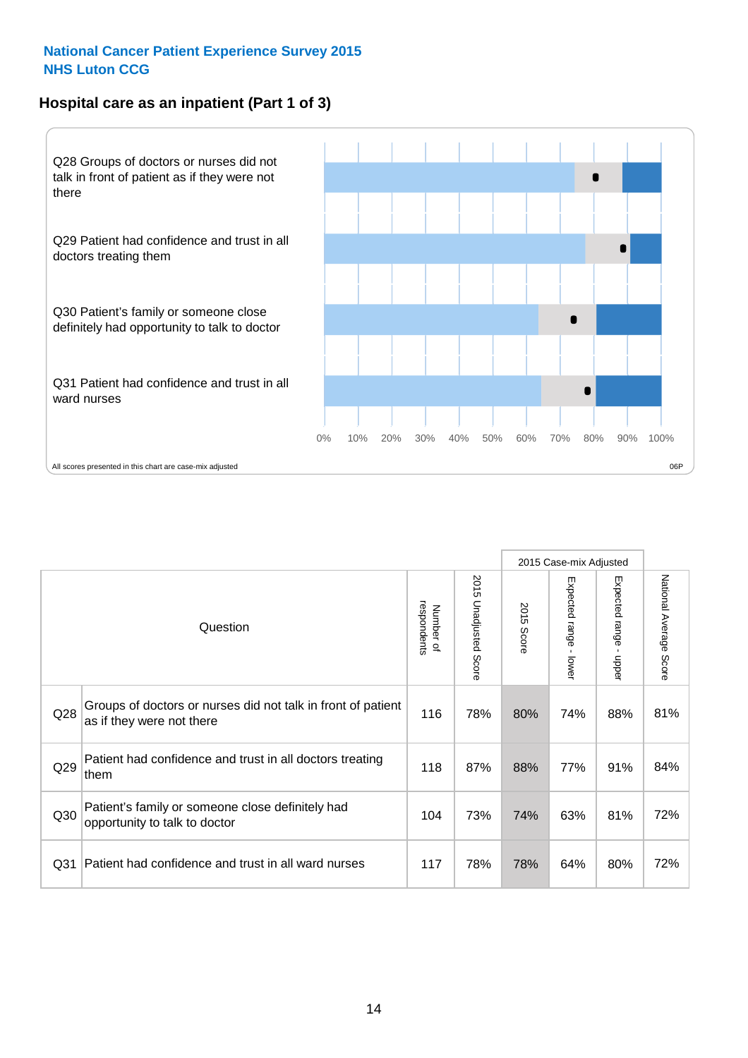**National Cancer Patient Experience Survey 2015**
**NHS Luton CCG**

## Hospital care as an inpatient (Part 1 of 3)

Q28 Groups of doctors or nurses did not talk in front of patient as if they were not there

Q29 Patient had confidence and trust in all doctors treating them

Q30 Patient's family or someone close definitely had opportunity to talk to doctor

Q31 Patient had confidence and trust in all ward nurses

0% 10% 20% 30% 40% 50% 60% 70% 80% 90% 100%

All scores presented in this chart are case-mix adjusted

06P

| Question | | Number of respondents | 2015 Unadjusted Score | 2015 Case-mix Adjusted: 2015 Score | 2015 Case-mix Adjusted: Expected range - lower | 2015 Case-mix Adjusted: Expected range - upper | National Average Score |
|---|---|---|---|---|---|---|---|
| Q28 | Groups of doctors or nurses did not talk in front of patient as if they were not there | 116 | 78% | 80% | 74% | 88% | 81% |
| Q29 | Patient had confidence and trust in all doctors treating them | 118 | 87% | 88% | 77% | 91% | 84% |
| Q30 | Patient's family or someone close definitely had opportunity to talk to doctor | 104 | 73% | 74% | 63% | 81% | 72% |
| Q31 | Patient had confidence and trust in all ward nurses | 117 | 78% | 78% | 64% | 80% | 72% |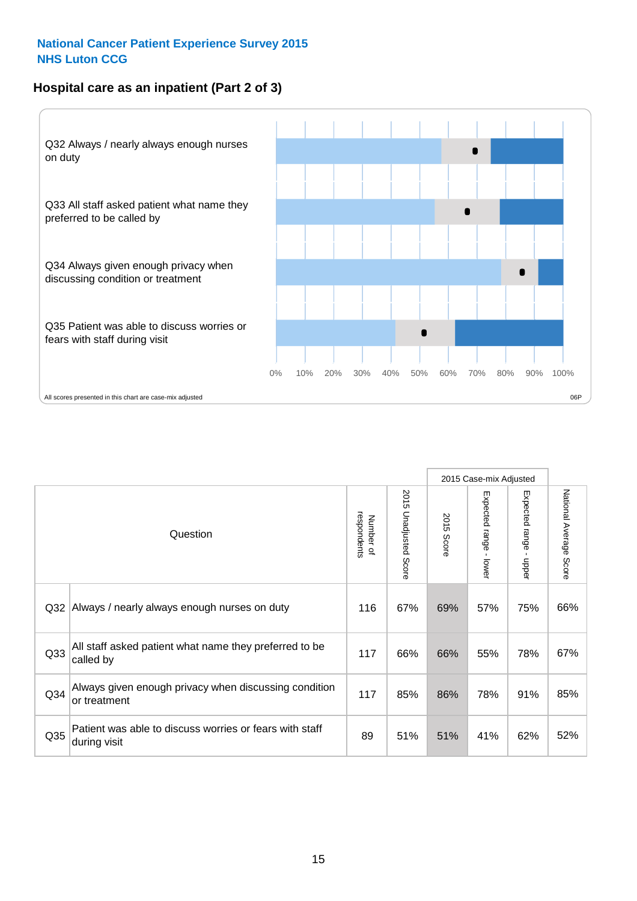National Cancer Patient Experience Survey 2015
NHS Luton CCG

## Hospital care as an inpatient (Part 2 of 3)

Q32 Always / nearly always enough nurses on duty

Q33 All staff asked patient what name they preferred to be called by

Q34 Always given enough privacy when discussing condition or treatment

Q35 Patient was able to discuss worries or fears with staff during visit

0% 10% 20% 30% 40% 50% 60% 70% 80% 90% 100%

All scores presented in this chart are case-mix adjusted

06P

| | Question | Number of respondents | 2015 Unadjusted Score | 2015 Case-mix Adjusted | | | National Average Score |
|---|---|---|---|---|---|---|---|
| | | | | 2015 Score | Expected range - lower | Expected range - upper | |
| Q32 | Always / nearly always enough nurses on duty | 116 | 67% | 69% | 57% | 75% | 66% |
| Q33 | All staff asked patient what name they preferred to be called by | 117 | 66% | 66% | 55% | 78% | 67% |
| Q34 | Always given enough privacy when discussing condition or treatment | 117 | 85% | 86% | 78% | 91% | 85% |
| Q35 | Patient was able to discuss worries or fears with staff during visit | 89 | 51% | 51% | 41% | 62% | 52% |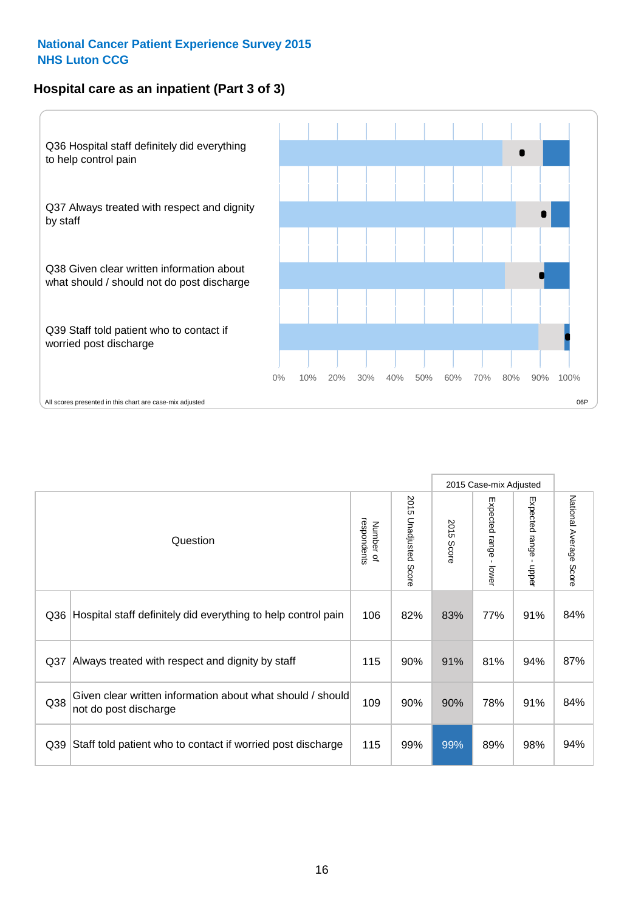National Cancer Patient Experience Survey 2015
NHS Luton CCG

## Hospital care as an inpatient (Part 3 of 3)

Q36 Hospital staff definitely did everything to help control pain

Q37 Always treated with respect and dignity by staff

Q38 Given clear written information about what should / should not do post discharge

Q39 Staff told patient who to contact if worried post discharge

0% 10% 20% 30% 40% 50% 60% 70% 80% 90% 100%

All scores presented in this chart are case-mix adjusted

06P

| | Question | Number of respondents | 2015 Unadjusted Score | 2015 Case-mix Adjusted | | | National Average Score |
|---|---|---|---|---|---|---|---|
| | | | | 2015 Score | Expected range - lower | Expected range - upper | |
| Q36 | Hospital staff definitely did everything to help control pain | 106 | 82% | 83% | 77% | 91% | 84% |
| Q37 | Always treated with respect and dignity by staff | 115 | 90% | 91% | 81% | 94% | 87% |
| Q38 | Given clear written information about what should / should not do post discharge | 109 | 90% | 90% | 78% | 91% | 84% |
| Q39 | Staff told patient who to contact if worried post discharge | 115 | 99% | 99% | 89% | 98% | 94% |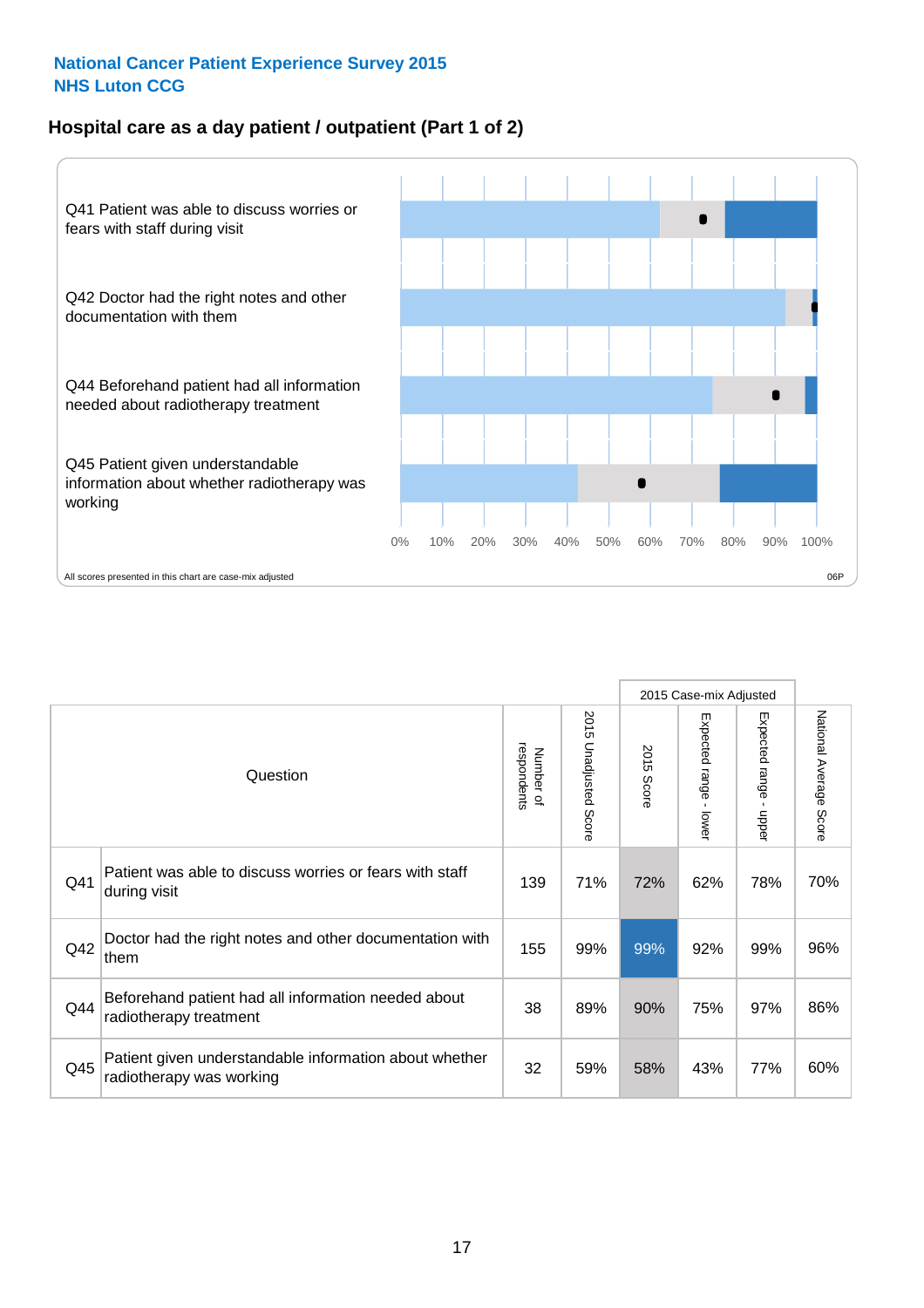# National Cancer Patient Experience Survey 2015
## NHS Luton CCG

### Hospital care as a day patient / outpatient (Part 1 of 2)

Q41 Patient was able to discuss worries or fears with staff during visit

Q42 Doctor had the right notes and other documentation with them

Q44 Beforehand patient had all information needed about radiotherapy treatment

Q45 Patient given understandable information about whether radiotherapy was working

0% 10% 20% 30% 40% 50% 60% 70% 80% 90% 100%

All scores presented in this chart are case-mix adjusted

06P

| Question | | Number of respondents | 2015 Unadjusted Score | 2015 Case-mix Adjusted | | | National Average Score |
|---|---|---|---|---|---|---|---|
| | | | | 2015 Score | Expected range - lower | Expected range - upper | |
| Q41 | Patient was able to discuss worries or fears with staff during visit | 139 | 71% | 72% | 62% | 78% | 70% |
| Q42 | Doctor had the right notes and other documentation with them | 155 | 99% | 99% | 92% | 99% | 96% |
| Q44 | Beforehand patient had all information needed about radiotherapy treatment | 38 | 89% | 90% | 75% | 97% | 86% |
| Q45 | Patient given understandable information about whether radiotherapy was working | 32 | 59% | 58% | 43% | 77% | 60% |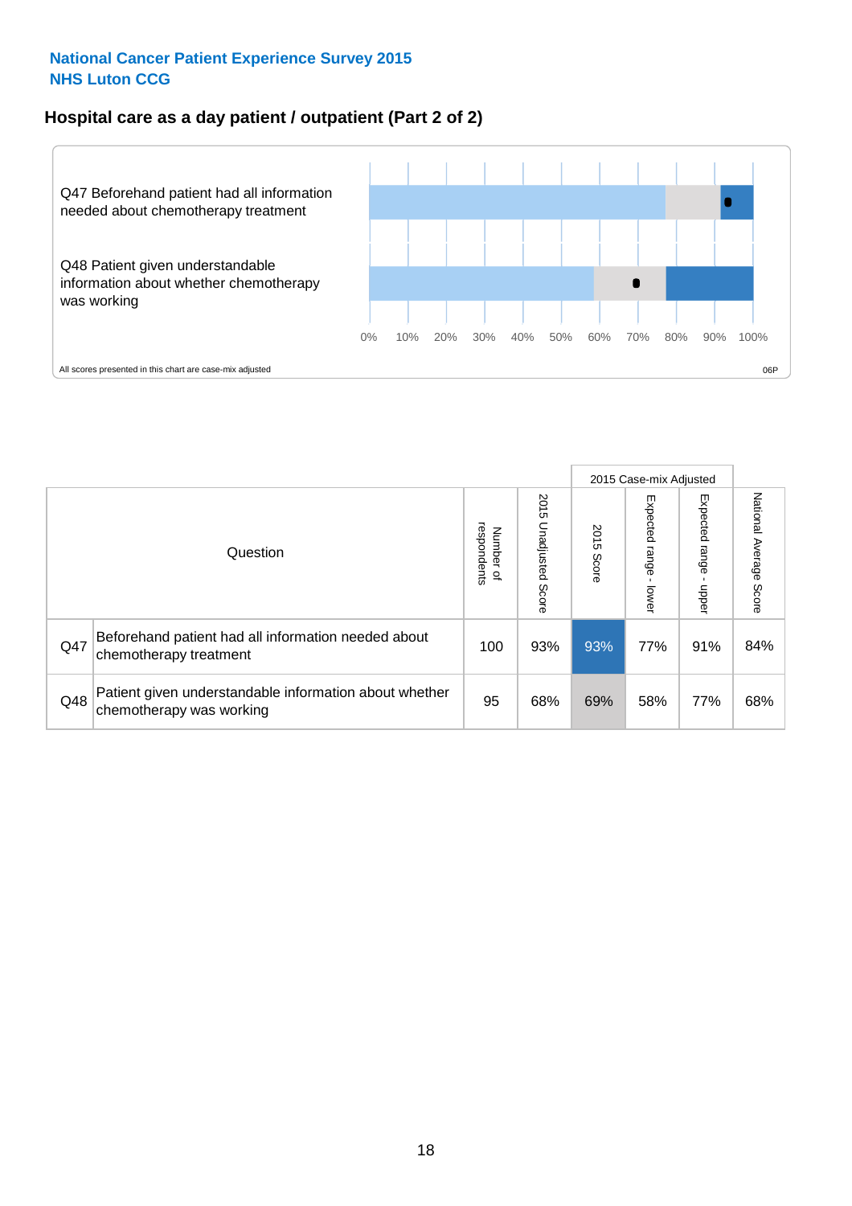National Cancer Patient Experience Survey 2015
NHS Luton CCG

## Hospital care as a day patient / outpatient (Part 2 of 2)

Q47 Beforehand patient had all information needed about chemotherapy treatment

Q48 Patient given understandable information about whether chemotherapy was working

0% 10% 20% 30% 40% 50% 60% 70% 80% 90% 100%

All scores presented in this chart are case-mix adjusted

06P

| | Question | Number of respondents | 2015 Unadjusted Score | 2015 Case-mix Adjusted: 2015 Score | 2015 Case-mix Adjusted: Expected range - lower | 2015 Case-mix Adjusted: Expected range - upper | National Average Score |
|---|---|---|---|---|---|---|---|
| Q47 | Beforehand patient had all information needed about chemotherapy treatment | 100 | 93% | 93% | 77% | 91% | 84% |
| Q48 | Patient given understandable information about whether chemotherapy was working | 95 | 68% | 69% | 58% | 77% | 68% |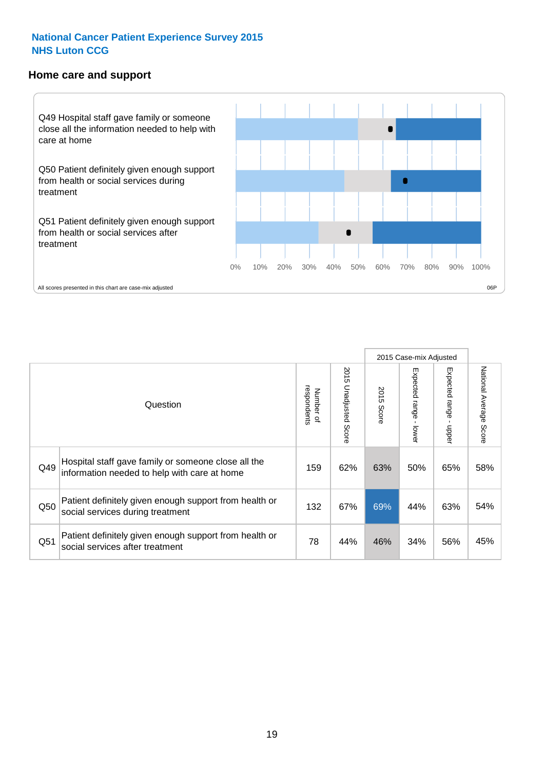National Cancer Patient Experience Survey 2015
NHS Luton CCG

## Home care and support

Q49 Hospital staff gave family or someone close all the information needed to help with care at home

Q50 Patient definitely given enough support from health or social services during treatment

Q51 Patient definitely given enough support from health or social services after treatment

0% 10% 20% 30% 40% 50% 60% 70% 80% 90% 100%

All scores presented in this chart are case-mix adjusted

06P

| Question | | Number of respondents | 2015 Unadjusted Score | 2015 Case-mix Adjusted: 2015 Score | 2015 Case-mix Adjusted: Expected range - lower | 2015 Case-mix Adjusted: Expected range - upper | National Average Score |
|---|---|---|---|---|---|---|---|
| Q49 | Hospital staff gave family or someone close all the information needed to help with care at home | 159 | 62% | 63% | 50% | 65% | 58% |
| Q50 | Patient definitely given enough support from health or social services during treatment | 132 | 67% | 69% | 44% | 63% | 54% |
| Q51 | Patient definitely given enough support from health or social services after treatment | 78 | 44% | 46% | 34% | 56% | 45% |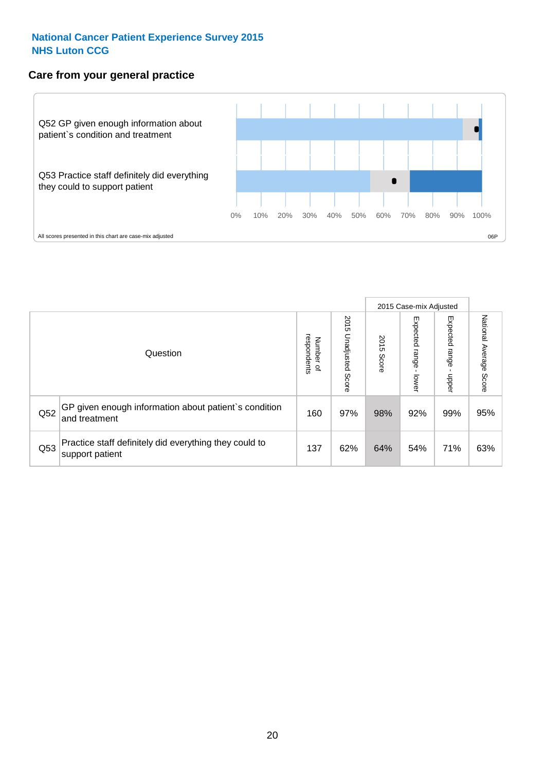**National Cancer Patient Experience Survey 2015**
**NHS Luton CCG**

## Care from your general practice

Q52 GP given enough information about patient`s condition and treatment

Q53 Practice staff definitely did everything they could to support patient

0% 10% 20% 30% 40% 50% 60% 70% 80% 90% 100%

All scores presented in this chart are case-mix adjusted

06P

| Question | | Number of respondents | 2015 Unadjusted Score | 2015 Case-mix Adjusted | | | National Average Score |
|---|---|---|---|---|---|---|---|
| | | | | 2015 Score | Expected range - lower | Expected range - upper | |
| Q52 | GP given enough information about patient`s condition and treatment | 160 | 97% | 98% | 92% | 99% | 95% |
| Q53 | Practice staff definitely did everything they could to support patient | 137 | 62% | 64% | 54% | 71% | 63% |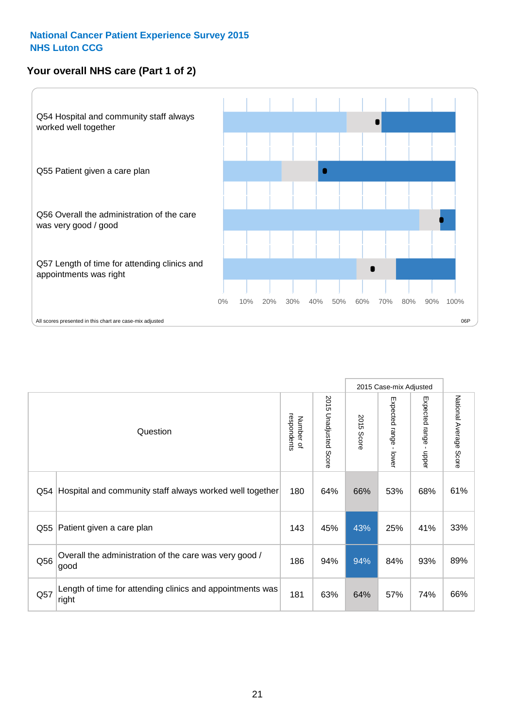# National Cancer Patient Experience Survey 2015
## NHS Luton CCG

### Your overall NHS care (Part 1 of 2)

Q54 Hospital and community staff always worked well together

Q55 Patient given a care plan

Q56 Overall the administration of the care was very good / good

Q57 Length of time for attending clinics and appointments was right

0% 10% 20% 30% 40% 50% 60% 70% 80% 90% 100%

All scores presented in this chart are case-mix adjusted

06P

| Question | | Number of respondents | 2015 Unadjusted Score | 2015 Case-mix Adjusted | | | National Average Score |
|---|---|---|---|---|---|---|---|
| | | | | 2015 Score | Expected range - lower | Expected range - upper | |
| Q54 | Hospital and community staff always worked well together | 180 | 64% | 66% | 53% | 68% | 61% |
| Q55 | Patient given a care plan | 143 | 45% | 43% | 25% | 41% | 33% |
| Q56 | Overall the administration of the care was very good / good | 186 | 94% | 94% | 84% | 93% | 89% |
| Q57 | Length of time for attending clinics and appointments was right | 181 | 63% | 64% | 57% | 74% | 66% |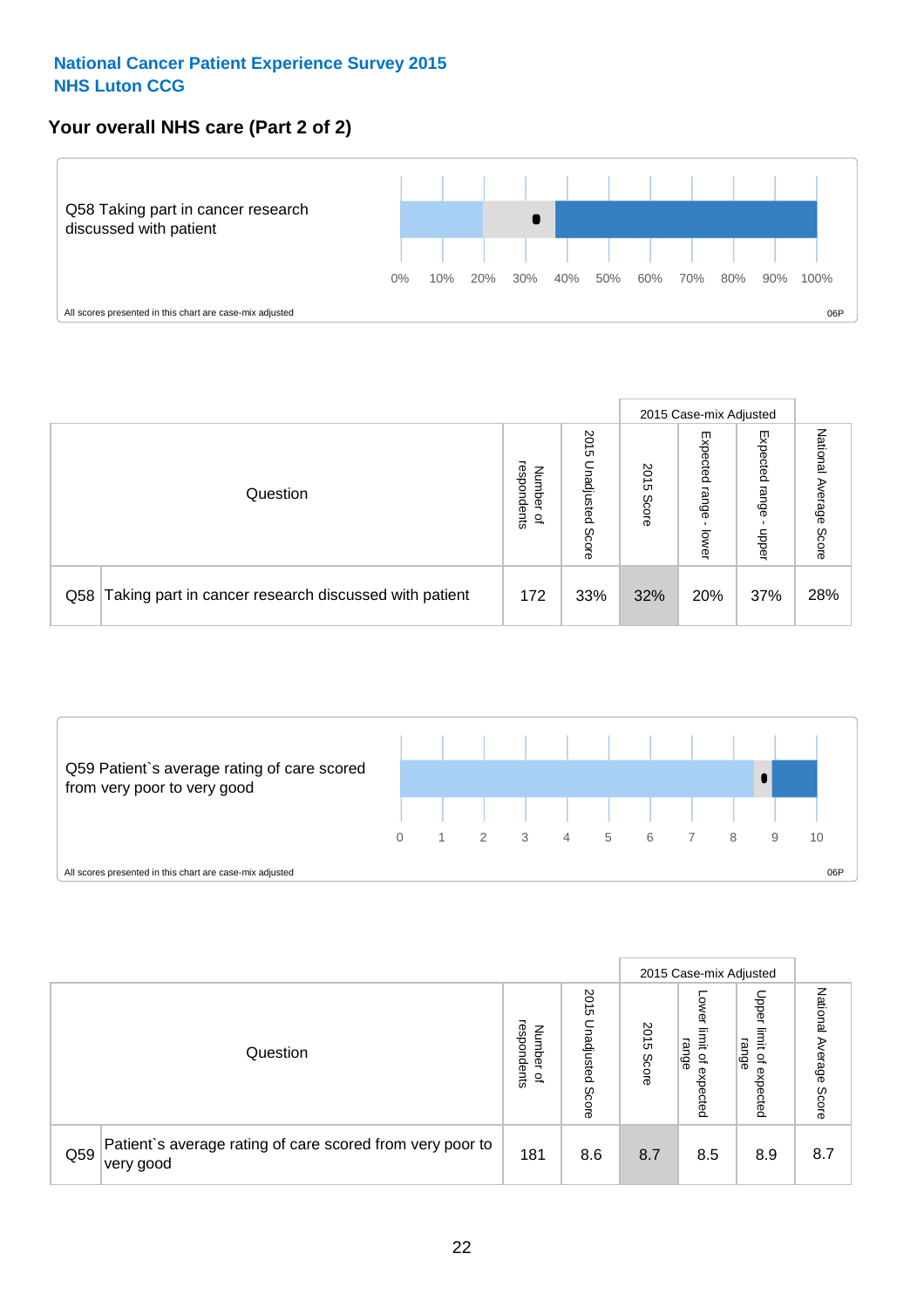**National Cancer Patient Experience Survey 2015**
**NHS Luton CCG**

## Your overall NHS care (Part 2 of 2)

Q58 Taking part in cancer research discussed with patient

0% 10% 20% 30% 40% 50% 60% 70% 80% 90% 100%

All scores presented in this chart are case-mix adjusted

06P

| Question | | Number of respondents | 2015 Unadjusted Score | 2015 Case-mix Adjusted | | | National Average Score |
|---|---|---|---|---|---|---|---|
| | | | | 2015 Score | Expected range - lower | Expected range - upper | |
| Q58 | Taking part in cancer research discussed with patient | 172 | 33% | 32% | 20% | 37% | 28% |

Q59 Patient`s average rating of care scored from very poor to very good

0 1 2 3 4 5 6 7 8 9 10

All scores presented in this chart are case-mix adjusted

06P

| Question | | Number of respondents | 2015 Unadjusted Score | 2015 Case-mix Adjusted | | | National Average Score |
|---|---|---|---|---|---|---|---|
| | | | | 2015 Score | Lower limit of expected range | Upper limit of expected range | |
| Q59 | Patient`s average rating of care scored from very poor to very good | 181 | 8.6 | 8.7 | 8.5 | 8.9 | 8.7 |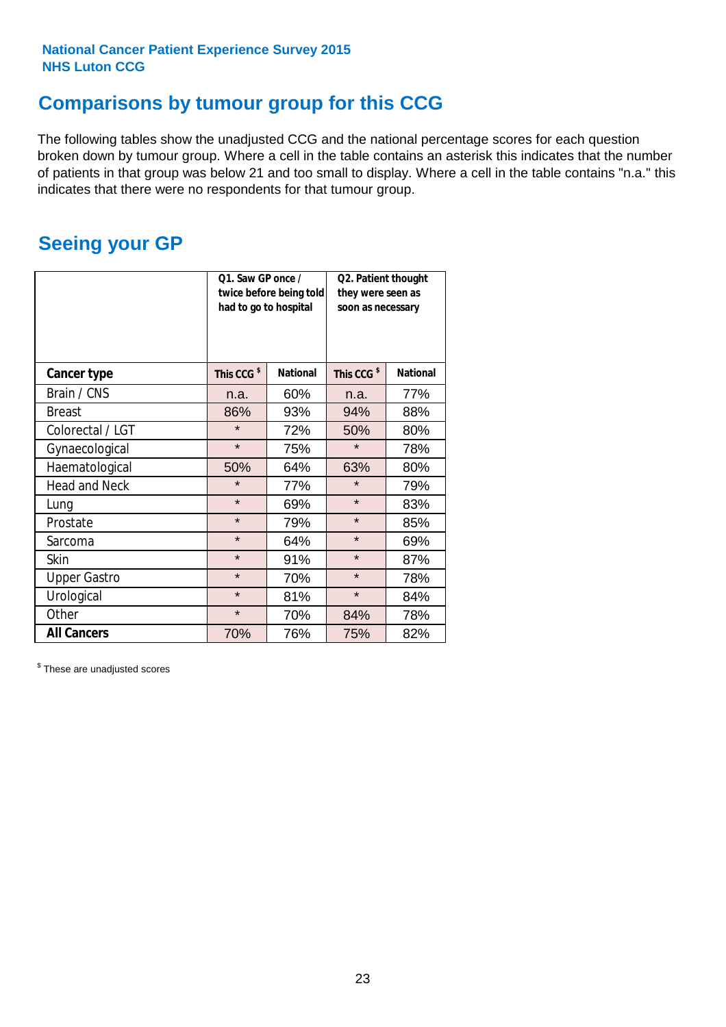National Cancer Patient Experience Survey 2015
NHS Luton CCG

## Comparisons by tumour group for this CCG

The following tables show the unadjusted CCG and the national percentage scores for each question broken down by tumour group. Where a cell in the table contains an asterisk this indicates that the number of patients in that group was below 21 and too small to display. Where a cell in the table contains "n.a." this indicates that there were no respondents for that tumour group.

## Seeing your GP

| | Q1. Saw GP once / twice before being told had to go to hospital | | Q2. Patient thought they were seen as soon as necessary | |
|---|---|---|---|---|
| **Cancer type** | This CCG $ | National | This CCG $ | National |
| Brain / CNS | n.a. | 60% | n.a. | 77% |
| Breast | 86% | 93% | 94% | 88% |
| Colorectal / LGT | * | 72% | 50% | 80% |
| Gynaecological | * | 75% | * | 78% |
| Haematological | 50% | 64% | 63% | 80% |
| Head and Neck | * | 77% | * | 79% |
| Lung | * | 69% | * | 83% |
| Prostate | * | 79% | * | 85% |
| Sarcoma | * | 64% | * | 69% |
| Skin | * | 91% | * | 87% |
| Upper Gastro | * | 70% | * | 78% |
| Urological | * | 81% | * | 84% |
| Other | * | 70% | 84% | 78% |
| **All Cancers** | 70% | 76% | 75% | 82% |

$ These are unadjusted scores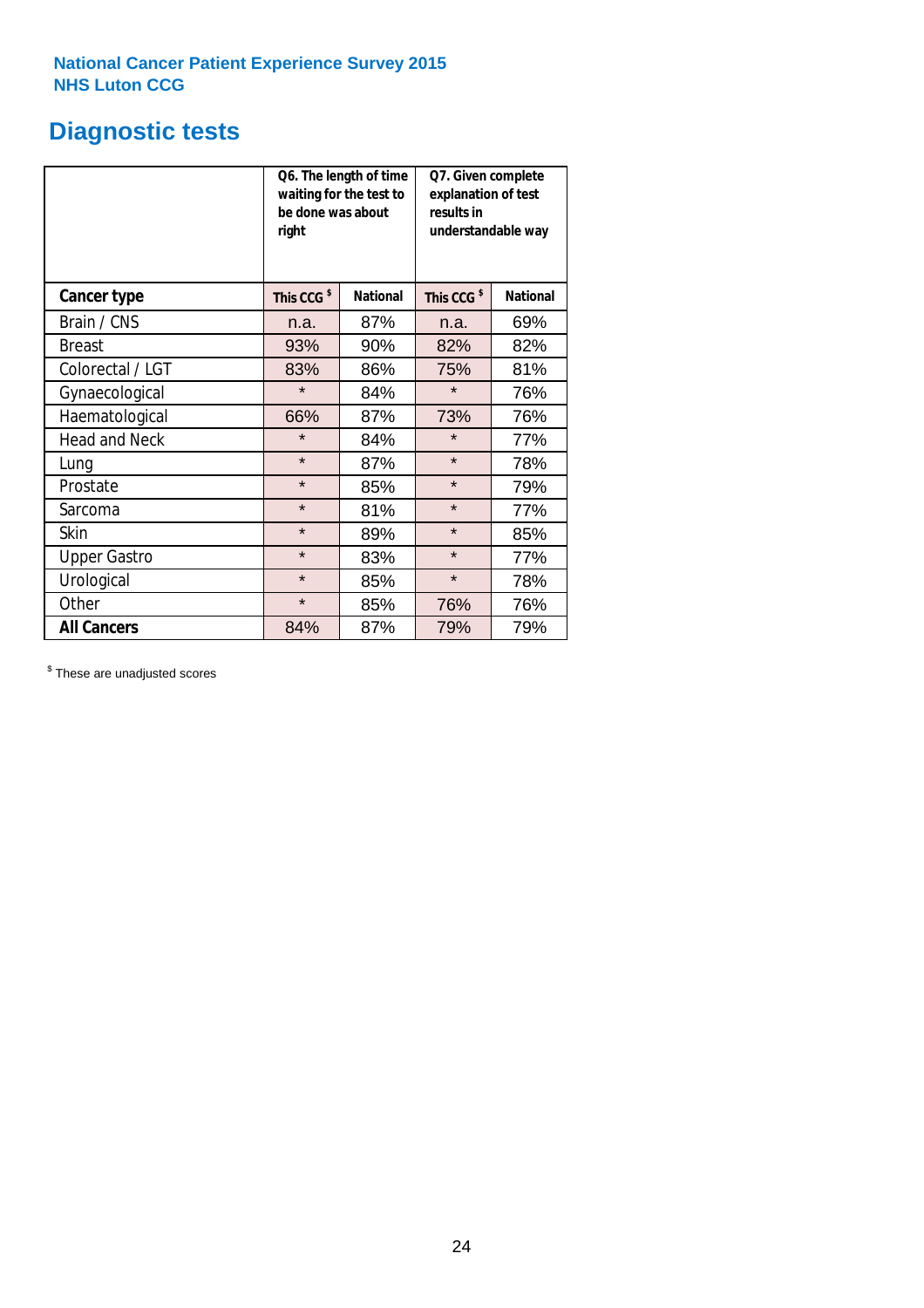National Cancer Patient Experience Survey 2015
NHS Luton CCG

# Diagnostic tests

| | Q6. The length of time waiting for the test to be done was about right | | Q7. Given complete explanation of test results in understandable way | |
|---|---|---|---|---|
| **Cancer type** | This CCG [$] | National | This CCG [$] | National |
| Brain / CNS | n.a. | 87% | n.a. | 69% |
| Breast | 93% | 90% | 82% | 82% |
| Colorectal / LGT | 83% | 86% | 75% | 81% |
| Gynaecological | * | 84% | * | 76% |
| Haematological | 66% | 87% | 73% | 76% |
| Head and Neck | * | 84% | * | 77% |
| Lung | * | 87% | * | 78% |
| Prostate | * | 85% | * | 79% |
| Sarcoma | * | 81% | * | 77% |
| Skin | * | 89% | * | 85% |
| Upper Gastro | * | 83% | * | 77% |
| Urological | * | 85% | * | 78% |
| Other | * | 85% | 76% | 76% |
| **All Cancers** | 84% | 87% | 79% | 79% |

[$] These are unadjusted scores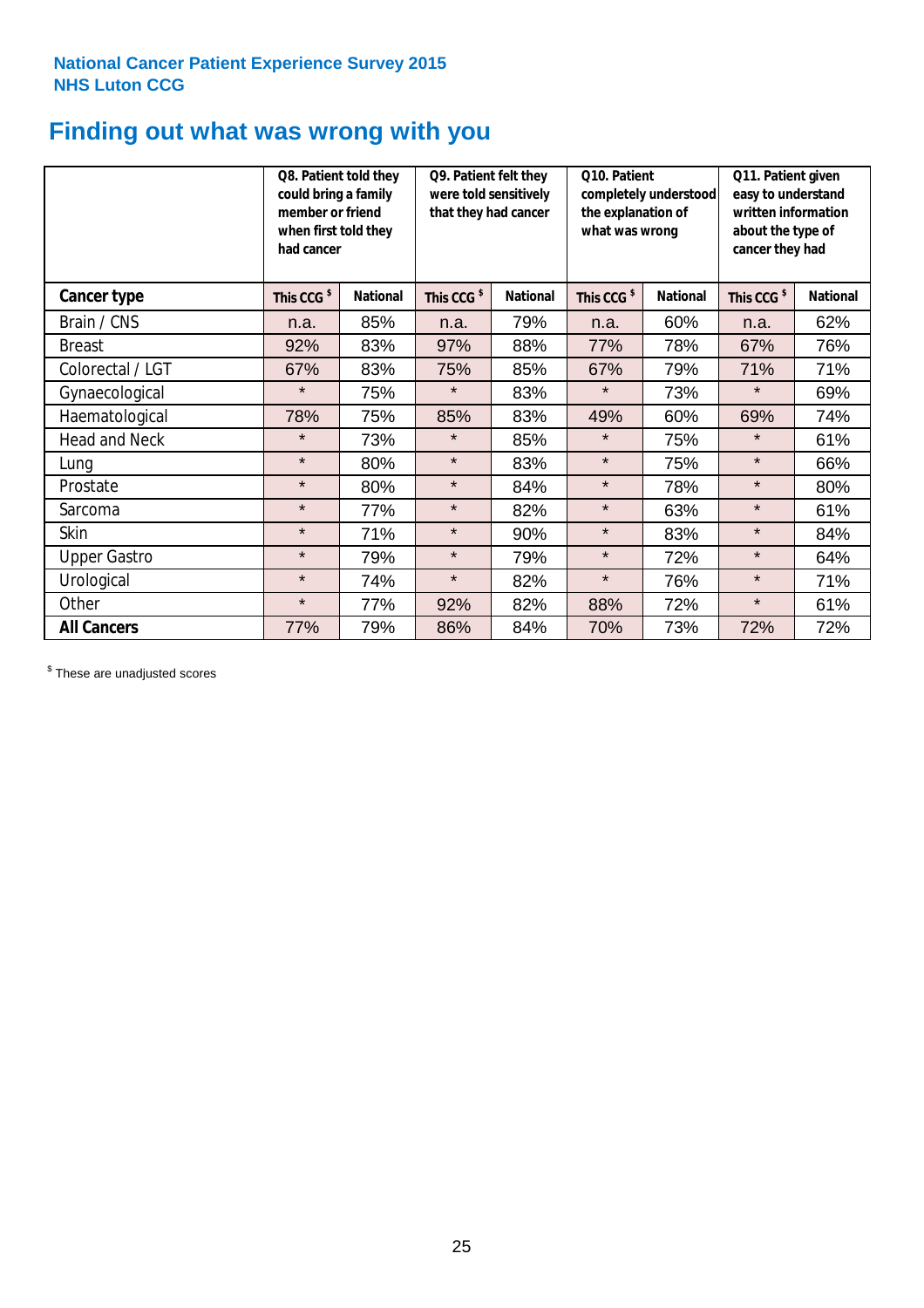National Cancer Patient Experience Survey 2015
NHS Luton CCG

# Finding out what was wrong with you

| | Q8. Patient told they could bring a family member or friend when first told they had cancer | | Q9. Patient felt they were told sensitively that they had cancer | | Q10. Patient completely understood the explanation of what was wrong | | Q11. Patient given easy to understand written information about the type of cancer they had | |
|---|---|---|---|---|---|---|---|---|
| **Cancer type** | This CCG $ | National | This CCG $ | National | This CCG $ | National | This CCG $ | National |
| Brain / CNS | n.a. | 85% | n.a. | 79% | n.a. | 60% | n.a. | 62% |
| Breast | 92% | 83% | 97% | 88% | 77% | 78% | 67% | 76% |
| Colorectal / LGT | 67% | 83% | 75% | 85% | 67% | 79% | 71% | 71% |
| Gynaecological | * | 75% | * | 83% | * | 73% | * | 69% |
| Haematological | 78% | 75% | 85% | 83% | 49% | 60% | 69% | 74% |
| Head and Neck | * | 73% | * | 85% | * | 75% | * | 61% |
| Lung | * | 80% | * | 83% | * | 75% | * | 66% |
| Prostate | * | 80% | * | 84% | * | 78% | * | 80% |
| Sarcoma | * | 77% | * | 82% | * | 63% | * | 61% |
| Skin | * | 71% | * | 90% | * | 83% | * | 84% |
| Upper Gastro | * | 79% | * | 79% | * | 72% | * | 64% |
| Urological | * | 74% | * | 82% | * | 76% | * | 71% |
| Other | * | 77% | 92% | 82% | 88% | 72% | * | 61% |
| **All Cancers** | 77% | 79% | 86% | 84% | 70% | 73% | 72% | 72% |

$ These are unadjusted scores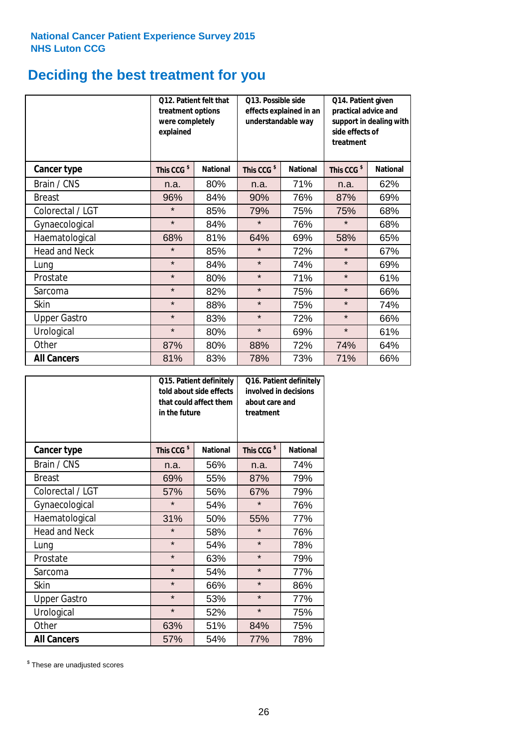National Cancer Patient Experience Survey 2015
NHS Luton CCG

# Deciding the best treatment for you

| | Q12. Patient felt that treatment options were completely explained | | Q13. Possible side effects explained in an understandable way | | Q14. Patient given practical advice and support in dealing with side effects of treatment | |
|---|---|---|---|---|---|---|
| **Cancer type** | **This CCG $** | **National** | **This CCG $** | **National** | **This CCG $** | **National** |
| Brain / CNS | n.a. | 80% | n.a. | 71% | n.a. | 62% |
| Breast | 96% | 84% | 90% | 76% | 87% | 69% |
| Colorectal / LGT | * | 85% | 79% | 75% | 75% | 68% |
| Gynaecological | * | 84% | * | 76% | * | 68% |
| Haematological | 68% | 81% | 64% | 69% | 58% | 65% |
| Head and Neck | * | 85% | * | 72% | * | 67% |
| Lung | * | 84% | * | 74% | * | 69% |
| Prostate | * | 80% | * | 71% | * | 61% |
| Sarcoma | * | 82% | * | 75% | * | 66% |
| Skin | * | 88% | * | 75% | * | 74% |
| Upper Gastro | * | 83% | * | 72% | * | 66% |
| Urological | * | 80% | * | 69% | * | 61% |
| Other | 87% | 80% | 88% | 72% | 74% | 64% |
| **All Cancers** | 81% | 83% | 78% | 73% | 71% | 66% |

| | Q15. Patient definitely told about side effects that could affect them in the future | | Q16. Patient definitely involved in decisions about care and treatment | |
|---|---|---|---|---|
| **Cancer type** | **This CCG $** | **National** | **This CCG $** | **National** |
| Brain / CNS | n.a. | 56% | n.a. | 74% |
| Breast | 69% | 55% | 87% | 79% |
| Colorectal / LGT | 57% | 56% | 67% | 79% |
| Gynaecological | * | 54% | * | 76% |
| Haematological | 31% | 50% | 55% | 77% |
| Head and Neck | * | 58% | * | 76% |
| Lung | * | 54% | * | 78% |
| Prostate | * | 63% | * | 79% |
| Sarcoma | * | 54% | * | 77% |
| Skin | * | 66% | * | 86% |
| Upper Gastro | * | 53% | * | 77% |
| Urological | * | 52% | * | 75% |
| Other | 63% | 51% | 84% | 75% |
| **All Cancers** | 57% | 54% | 77% | 78% |

$ These are unadjusted scores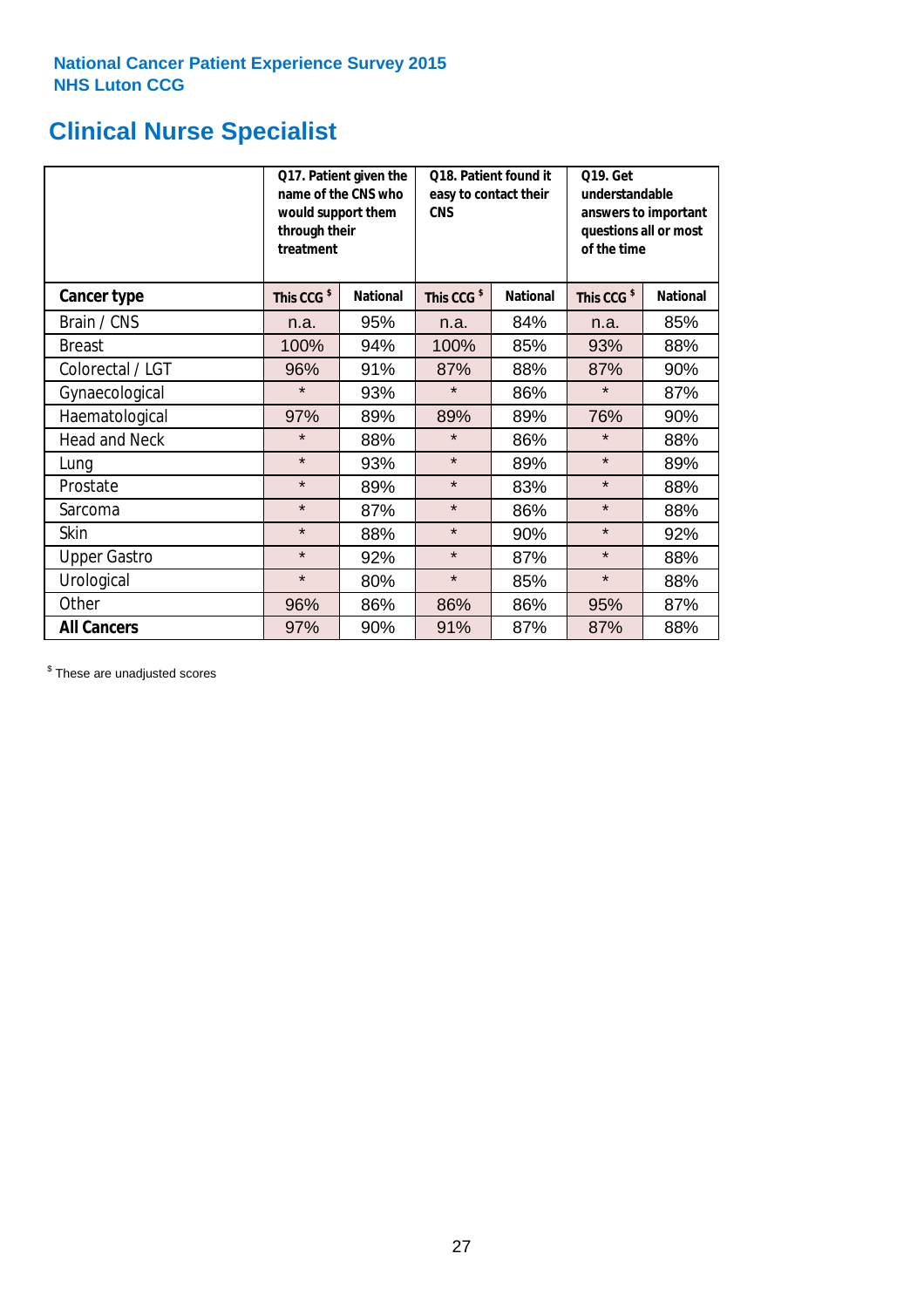National Cancer Patient Experience Survey 2015
NHS Luton CCG

## Clinical Nurse Specialist

| | Q17. Patient given the name of the CNS who would support them through their treatment | | Q18. Patient found it easy to contact their CNS | | Q19. Get understandable answers to important questions all or most of the time | |
|---|---|---|---|---|---|---|
| **Cancer type** | **This CCG $** | **National** | **This CCG $** | **National** | **This CCG $** | **National** |
| Brain / CNS | n.a. | 95% | n.a. | 84% | n.a. | 85% |
| Breast | 100% | 94% | 100% | 85% | 93% | 88% |
| Colorectal / LGT | 96% | 91% | 87% | 88% | 87% | 90% |
| Gynaecological | * | 93% | * | 86% | * | 87% |
| Haematological | 97% | 89% | 89% | 89% | 76% | 90% |
| Head and Neck | * | 88% | * | 86% | * | 88% |
| Lung | * | 93% | * | 89% | * | 89% |
| Prostate | * | 89% | * | 83% | * | 88% |
| Sarcoma | * | 87% | * | 86% | * | 88% |
| Skin | * | 88% | * | 90% | * | 92% |
| Upper Gastro | * | 92% | * | 87% | * | 88% |
| Urological | * | 80% | * | 85% | * | 88% |
| Other | 96% | 86% | 86% | 86% | 95% | 87% |
| **All Cancers** | 97% | 90% | 91% | 87% | 87% | 88% |

$ These are unadjusted scores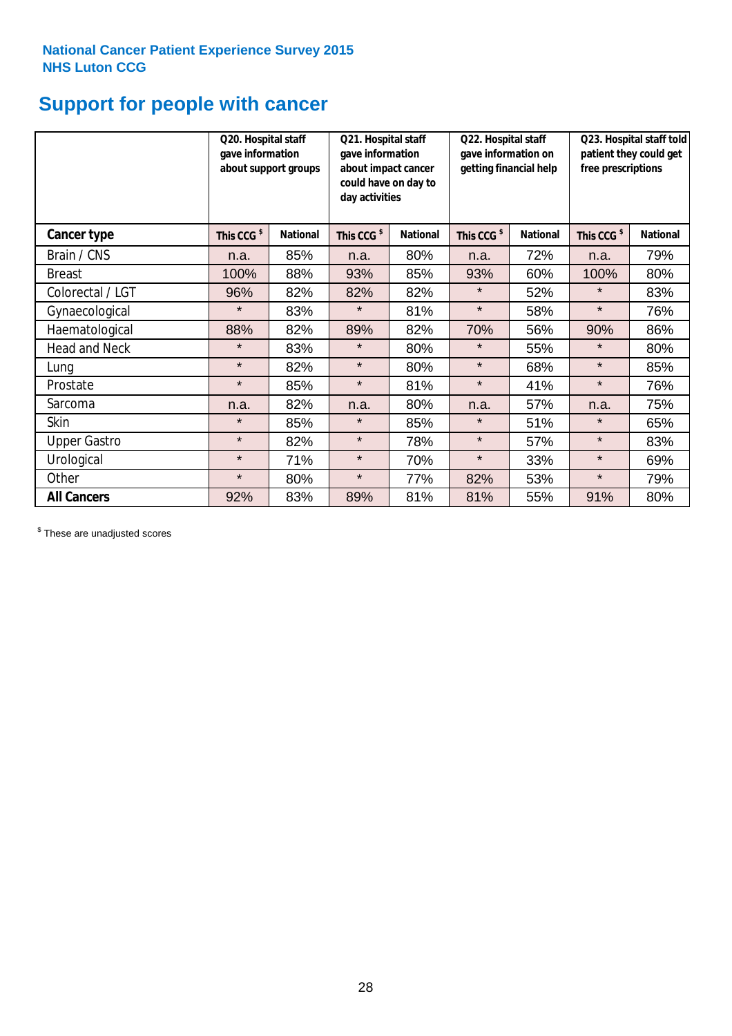National Cancer Patient Experience Survey 2015
NHS Luton CCG

# Support for people with cancer

| | Q20. Hospital staff gave information about support groups | | Q21. Hospital staff gave information about impact cancer could have on day to day activities | | Q22. Hospital staff gave information on getting financial help | | Q23. Hospital staff told patient they could get free prescriptions | |
|---|---|---|---|---|---|---|---|---|
| **Cancer type** | This CCG $ | National | This CCG $ | National | This CCG $ | National | This CCG $ | National |
| Brain / CNS | n.a. | 85% | n.a. | 80% | n.a. | 72% | n.a. | 79% |
| Breast | 100% | 88% | 93% | 85% | 93% | 60% | 100% | 80% |
| Colorectal / LGT | 96% | 82% | 82% | 82% | * | 52% | * | 83% |
| Gynaecological | * | 83% | * | 81% | * | 58% | * | 76% |
| Haematological | 88% | 82% | 89% | 82% | 70% | 56% | 90% | 86% |
| Head and Neck | * | 83% | * | 80% | * | 55% | * | 80% |
| Lung | * | 82% | * | 80% | * | 68% | * | 85% |
| Prostate | * | 85% | * | 81% | * | 41% | * | 76% |
| Sarcoma | n.a. | 82% | n.a. | 80% | n.a. | 57% | n.a. | 75% |
| Skin | * | 85% | * | 85% | * | 51% | * | 65% |
| Upper Gastro | * | 82% | * | 78% | * | 57% | * | 83% |
| Urological | * | 71% | * | 70% | * | 33% | * | 69% |
| Other | * | 80% | * | 77% | 82% | 53% | * | 79% |
| **All Cancers** | 92% | 83% | 89% | 81% | 81% | 55% | 91% | 80% |

$ These are unadjusted scores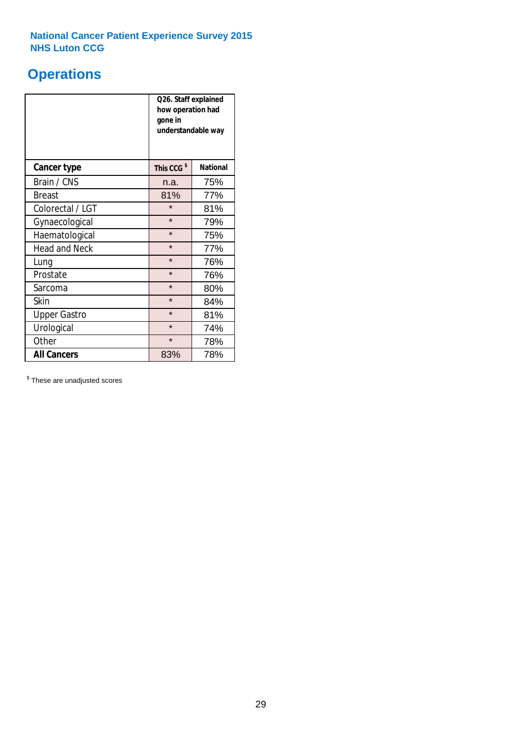National Cancer Patient Experience Survey 2015
NHS Luton CCG

# Operations

| | Q26. Staff explained how operation had gone in understandable way | |
|---|---|---|
| **Cancer type** | **This CCG [$]** | **National** |
| Brain / CNS | n.a. | 75% |
| Breast | 81% | 77% |
| Colorectal / LGT | * | 81% |
| Gynaecological | * | 79% |
| Haematological | * | 75% |
| Head and Neck | * | 77% |
| Lung | * | 76% |
| Prostate | * | 76% |
| Sarcoma | * | 80% |
| Skin | * | 84% |
| Upper Gastro | * | 81% |
| Urological | * | 74% |
| Other | * | 78% |
| **All Cancers** | 83% | 78% |

[$] These are unadjusted scores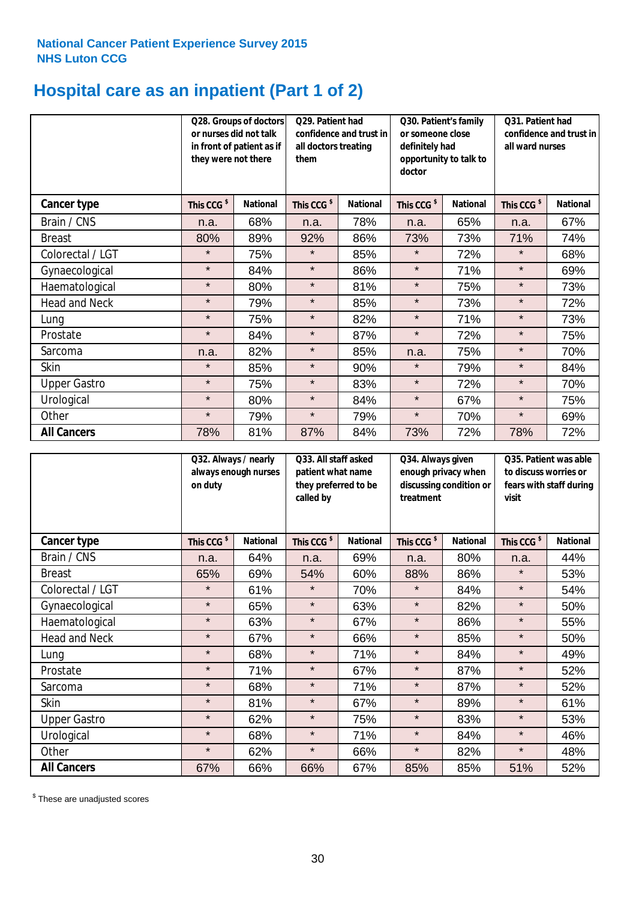National Cancer Patient Experience Survey 2015
NHS Luton CCG

# Hospital care as an inpatient (Part 1 of 2)

| | Q28. Groups of doctors or nurses did not talk in front of patient as if they were not there | | Q29. Patient had confidence and trust in all doctors treating them | | Q30. Patient's family or someone close definitely had opportunity to talk to doctor | | Q31. Patient had confidence and trust in all ward nurses | |
|---|---|---|---|---|---|---|---|---|
| **Cancer type** | This CCG $ | National | This CCG $ | National | This CCG $ | National | This CCG $ | National |
| Brain / CNS | n.a. | 68% | n.a. | 78% | n.a. | 65% | n.a. | 67% |
| Breast | 80% | 89% | 92% | 86% | 73% | 73% | 71% | 74% |
| Colorectal / LGT | * | 75% | * | 85% | * | 72% | * | 68% |
| Gynaecological | * | 84% | * | 86% | * | 71% | * | 69% |
| Haematological | * | 80% | * | 81% | * | 75% | * | 73% |
| Head and Neck | * | 79% | * | 85% | * | 73% | * | 72% |
| Lung | * | 75% | * | 82% | * | 71% | * | 73% |
| Prostate | * | 84% | * | 87% | * | 72% | * | 75% |
| Sarcoma | n.a. | 82% | * | 85% | n.a. | 75% | * | 70% |
| Skin | * | 85% | * | 90% | * | 79% | * | 84% |
| Upper Gastro | * | 75% | * | 83% | * | 72% | * | 70% |
| Urological | * | 80% | * | 84% | * | 67% | * | 75% |
| Other | * | 79% | * | 79% | * | 70% | * | 69% |
| **All Cancers** | 78% | 81% | 87% | 84% | 73% | 72% | 78% | 72% |

| | Q32. Always / nearly always enough nurses on duty | | Q33. All staff asked patient what name they preferred to be called by | | Q34. Always given enough privacy when discussing condition or treatment | | Q35. Patient was able to discuss worries or fears with staff during visit | |
|---|---|---|---|---|---|---|---|---|
| **Cancer type** | This CCG $ | National | This CCG $ | National | This CCG $ | National | This CCG $ | National |
| Brain / CNS | n.a. | 64% | n.a. | 69% | n.a. | 80% | n.a. | 44% |
| Breast | 65% | 69% | 54% | 60% | 88% | 86% | * | 53% |
| Colorectal / LGT | * | 61% | * | 70% | * | 84% | * | 54% |
| Gynaecological | * | 65% | * | 63% | * | 82% | * | 50% |
| Haematological | * | 63% | * | 67% | * | 86% | * | 55% |
| Head and Neck | * | 67% | * | 66% | * | 85% | * | 50% |
| Lung | * | 68% | * | 71% | * | 84% | * | 49% |
| Prostate | * | 71% | * | 67% | * | 87% | * | 52% |
| Sarcoma | * | 68% | * | 71% | * | 87% | * | 52% |
| Skin | * | 81% | * | 67% | * | 89% | * | 61% |
| Upper Gastro | * | 62% | * | 75% | * | 83% | * | 53% |
| Urological | * | 68% | * | 71% | * | 84% | * | 46% |
| Other | * | 62% | * | 66% | * | 82% | * | 48% |
| **All Cancers** | 67% | 66% | 66% | 67% | 85% | 85% | 51% | 52% |

$ These are unadjusted scores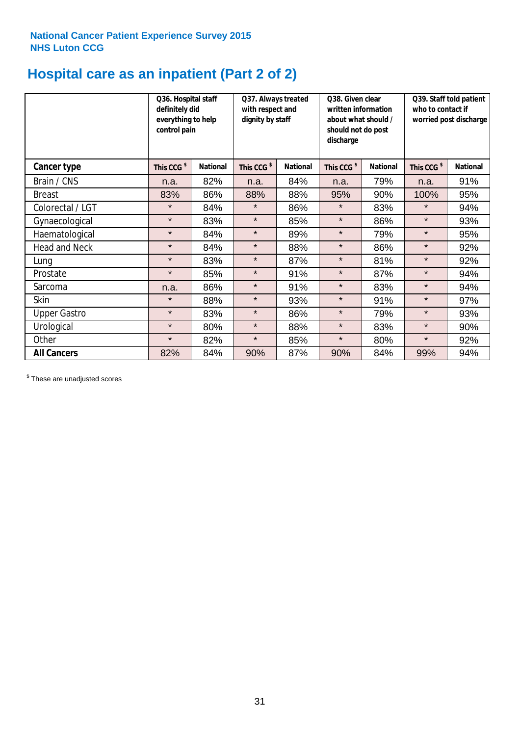**National Cancer Patient Experience Survey 2015**
**NHS Luton CCG**

# Hospital care as an inpatient (Part 2 of 2)

| | Q36. Hospital staff definitely did everything to help control pain | | Q37. Always treated with respect and dignity by staff | | Q38. Given clear written information about what should / should not do post discharge | | Q39. Staff told patient who to contact if worried post discharge | |
|---|---|---|---|---|---|---|---|---|
| **Cancer type** | **This CCG $** | **National** | **This CCG $** | **National** | **This CCG $** | **National** | **This CCG $** | **National** |
| Brain / CNS | n.a. | 82% | n.a. | 84% | n.a. | 79% | n.a. | 91% |
| Breast | 83% | 86% | 88% | 88% | 95% | 90% | 100% | 95% |
| Colorectal / LGT | * | 84% | * | 86% | * | 83% | * | 94% |
| Gynaecological | * | 83% | * | 85% | * | 86% | * | 93% |
| Haematological | * | 84% | * | 89% | * | 79% | * | 95% |
| Head and Neck | * | 84% | * | 88% | * | 86% | * | 92% |
| Lung | * | 83% | * | 87% | * | 81% | * | 92% |
| Prostate | * | 85% | * | 91% | * | 87% | * | 94% |
| Sarcoma | n.a. | 86% | * | 91% | * | 83% | * | 94% |
| Skin | * | 88% | * | 93% | * | 91% | * | 97% |
| Upper Gastro | * | 83% | * | 86% | * | 79% | * | 93% |
| Urological | * | 80% | * | 88% | * | 83% | * | 90% |
| Other | * | 82% | * | 85% | * | 80% | * | 92% |
| **All Cancers** | 82% | 84% | 90% | 87% | 90% | 84% | 99% | 94% |

$ These are unadjusted scores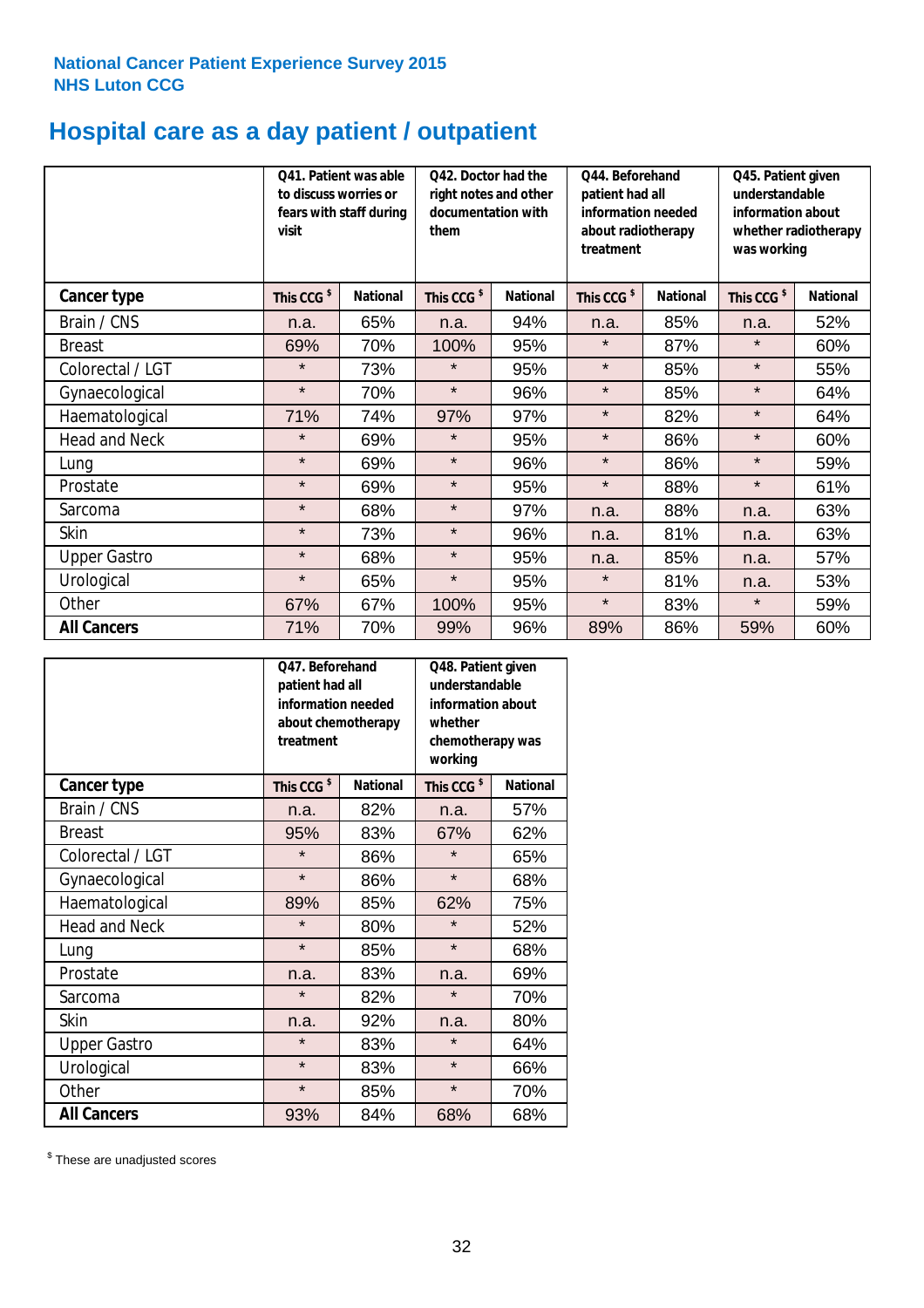National Cancer Patient Experience Survey 2015
NHS Luton CCG

# Hospital care as a day patient / outpatient

| | Q41. Patient was able to discuss worries or fears with staff during visit | | Q42. Doctor had the right notes and other documentation with them | | Q44. Beforehand patient had all information needed about radiotherapy treatment | | Q45. Patient given understandable information about whether radiotherapy was working | |
|---|---|---|---|---|---|---|---|---|
| **Cancer type** | This CCG $ | National | This CCG $ | National | This CCG $ | National | This CCG $ | National |
| Brain / CNS | n.a. | 65% | n.a. | 94% | n.a. | 85% | n.a. | 52% |
| Breast | 69% | 70% | 100% | 95% | * | 87% | * | 60% |
| Colorectal / LGT | * | 73% | * | 95% | * | 85% | * | 55% |
| Gynaecological | * | 70% | * | 96% | * | 85% | * | 64% |
| Haematological | 71% | 74% | 97% | 97% | * | 82% | * | 64% |
| Head and Neck | * | 69% | * | 95% | * | 86% | * | 60% |
| Lung | * | 69% | * | 96% | * | 86% | * | 59% |
| Prostate | * | 69% | * | 95% | * | 88% | * | 61% |
| Sarcoma | * | 68% | * | 97% | n.a. | 88% | n.a. | 63% |
| Skin | * | 73% | * | 96% | n.a. | 81% | n.a. | 63% |
| Upper Gastro | * | 68% | * | 95% | n.a. | 85% | n.a. | 57% |
| Urological | * | 65% | * | 95% | * | 81% | n.a. | 53% |
| Other | 67% | 67% | 100% | 95% | * | 83% | * | 59% |
| **All Cancers** | 71% | 70% | 99% | 96% | 89% | 86% | 59% | 60% |

| | Q47. Beforehand patient had all information needed about chemotherapy treatment | | Q48. Patient given understandable information about whether chemotherapy was working | |
|---|---|---|---|---|
| **Cancer type** | This CCG $ | National | This CCG $ | National |
| Brain / CNS | n.a. | 82% | n.a. | 57% |
| Breast | 95% | 83% | 67% | 62% |
| Colorectal / LGT | * | 86% | * | 65% |
| Gynaecological | * | 86% | * | 68% |
| Haematological | 89% | 85% | 62% | 75% |
| Head and Neck | * | 80% | * | 52% |
| Lung | * | 85% | * | 68% |
| Prostate | n.a. | 83% | n.a. | 69% |
| Sarcoma | * | 82% | * | 70% |
| Skin | n.a. | 92% | n.a. | 80% |
| Upper Gastro | * | 83% | * | 64% |
| Urological | * | 83% | * | 66% |
| Other | * | 85% | * | 70% |
| **All Cancers** | 93% | 84% | 68% | 68% |

$ These are unadjusted scores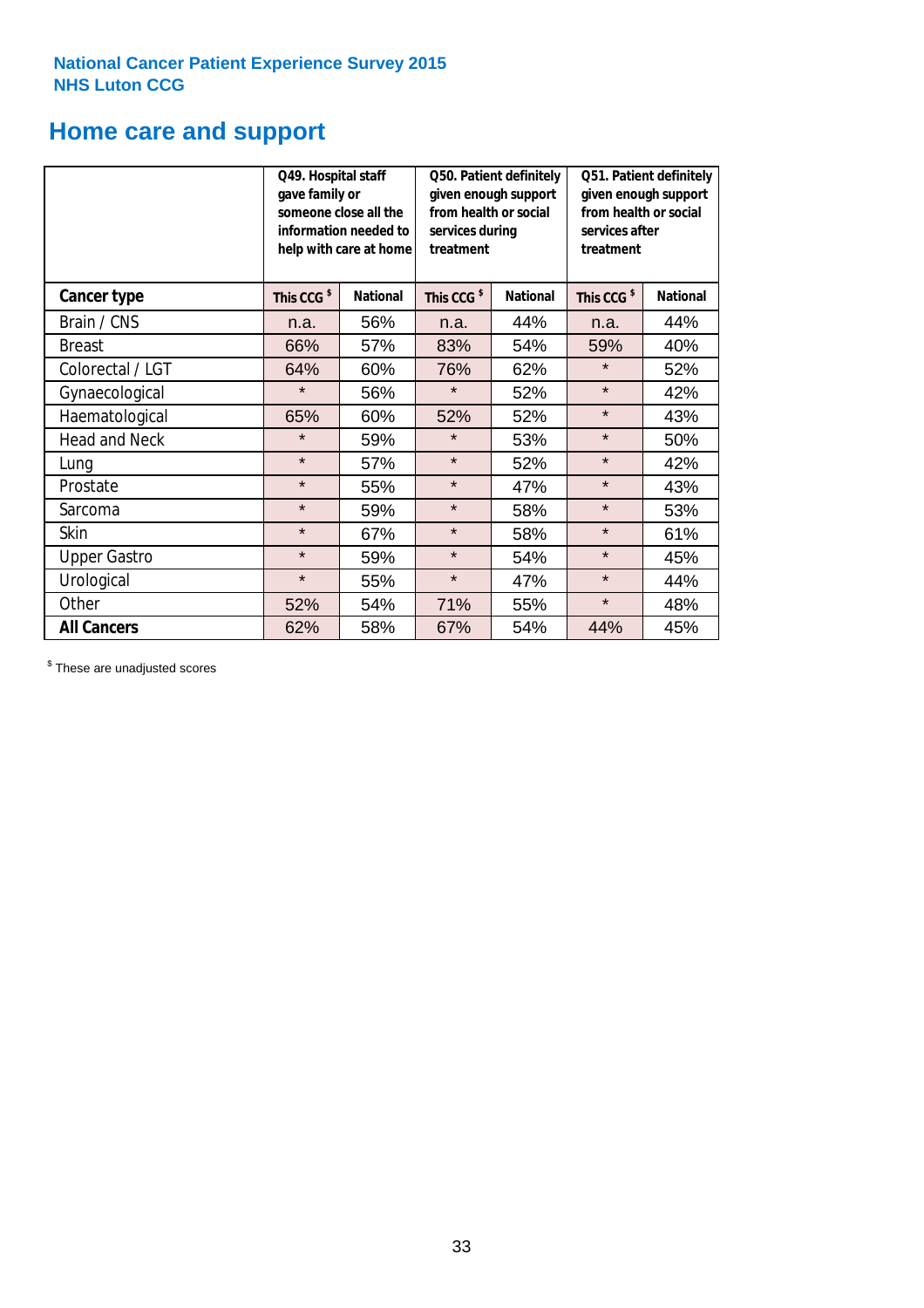National Cancer Patient Experience Survey 2015
NHS Luton CCG

# Home care and support

| | Q49. Hospital staff gave family or someone close all the information needed to help with care at home | | Q50. Patient definitely given enough support from health or social services during treatment | | Q51. Patient definitely given enough support from health or social services after treatment | |
|---|---|---|---|---|---|---|
| **Cancer type** | This CCG $ | National | This CCG $ | National | This CCG $ | National |
| Brain / CNS | n.a. | 56% | n.a. | 44% | n.a. | 44% |
| Breast | 66% | 57% | 83% | 54% | 59% | 40% |
| Colorectal / LGT | 64% | 60% | 76% | 62% | * | 52% |
| Gynaecological | * | 56% | * | 52% | * | 42% |
| Haematological | 65% | 60% | 52% | 52% | * | 43% |
| Head and Neck | * | 59% | * | 53% | * | 50% |
| Lung | * | 57% | * | 52% | * | 42% |
| Prostate | * | 55% | * | 47% | * | 43% |
| Sarcoma | * | 59% | * | 58% | * | 53% |
| Skin | * | 67% | * | 58% | * | 61% |
| Upper Gastro | * | 59% | * | 54% | * | 45% |
| Urological | * | 55% | * | 47% | * | 44% |
| Other | 52% | 54% | 71% | 55% | * | 48% |
| **All Cancers** | 62% | 58% | 67% | 54% | 44% | 45% |

$ These are unadjusted scores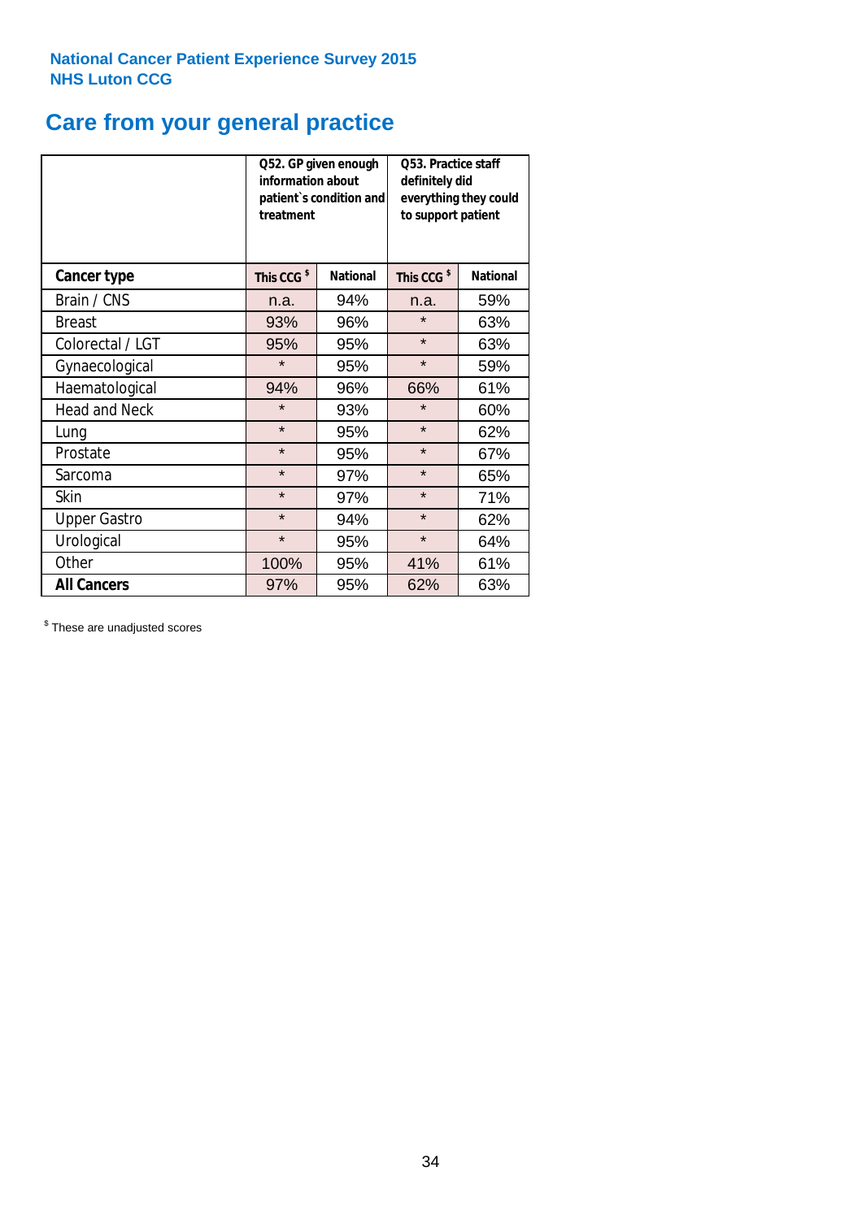National Cancer Patient Experience Survey 2015
NHS Luton CCG

# Care from your general practice

| | Q52. GP given enough information about patient`s condition and treatment | | Q53. Practice staff definitely did everything they could to support patient | |
|---|---|---|---|---|
| **Cancer type** | **This CCG $** | **National** | **This CCG $** | **National** |
| Brain / CNS | n.a. | 94% | n.a. | 59% |
| Breast | 93% | 96% | * | 63% |
| Colorectal / LGT | 95% | 95% | * | 63% |
| Gynaecological | * | 95% | * | 59% |
| Haematological | 94% | 96% | 66% | 61% |
| Head and Neck | * | 93% | * | 60% |
| Lung | * | 95% | * | 62% |
| Prostate | * | 95% | * | 67% |
| Sarcoma | * | 97% | * | 65% |
| Skin | * | 97% | * | 71% |
| Upper Gastro | * | 94% | * | 62% |
| Urological | * | 95% | * | 64% |
| Other | 100% | 95% | 41% | 61% |
| **All Cancers** | 97% | 95% | 62% | 63% |

$ These are unadjusted scores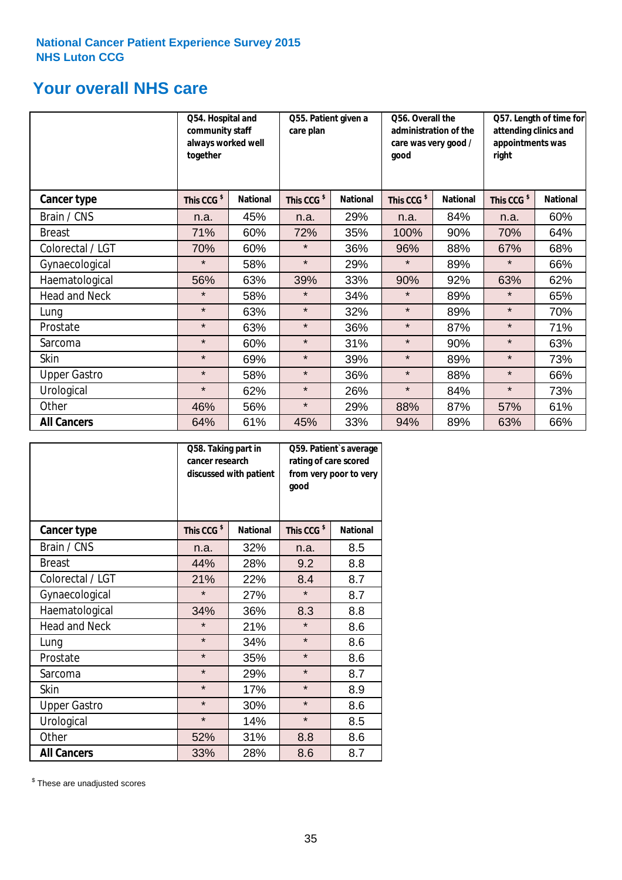National Cancer Patient Experience Survey 2015
NHS Luton CCG

## Your overall NHS care

| | Q54. Hospital and community staff always worked well together | | Q55. Patient given a care plan | | Q56. Overall the administration of the care was very good / good | | Q57. Length of time for attending clinics and appointments was right | |
|---|---|---|---|---|---|---|---|---|
| **Cancer type** | **This CCG $** | **National** | **This CCG $** | **National** | **This CCG $** | **National** | **This CCG $** | **National** |
| Brain / CNS | n.a. | 45% | n.a. | 29% | n.a. | 84% | n.a. | 60% |
| Breast | 71% | 60% | 72% | 35% | 100% | 90% | 70% | 64% |
| Colorectal / LGT | 70% | 60% | * | 36% | 96% | 88% | 67% | 68% |
| Gynaecological | * | 58% | * | 29% | * | 89% | * | 66% |
| Haematological | 56% | 63% | 39% | 33% | 90% | 92% | 63% | 62% |
| Head and Neck | * | 58% | * | 34% | * | 89% | * | 65% |
| Lung | * | 63% | * | 32% | * | 89% | * | 70% |
| Prostate | * | 63% | * | 36% | * | 87% | * | 71% |
| Sarcoma | * | 60% | * | 31% | * | 90% | * | 63% |
| Skin | * | 69% | * | 39% | * | 89% | * | 73% |
| Upper Gastro | * | 58% | * | 36% | * | 88% | * | 66% |
| Urological | * | 62% | * | 26% | * | 84% | * | 73% |
| Other | 46% | 56% | * | 29% | 88% | 87% | 57% | 61% |
| **All Cancers** | 64% | 61% | 45% | 33% | 94% | 89% | 63% | 66% |

| | Q58. Taking part in cancer research discussed with patient | | Q59. Patient`s average rating of care scored from very poor to very good | |
|---|---|---|---|---|
| **Cancer type** | **This CCG $** | **National** | **This CCG $** | **National** |
| Brain / CNS | n.a. | 32% | n.a. | 8.5 |
| Breast | 44% | 28% | 9.2 | 8.8 |
| Colorectal / LGT | 21% | 22% | 8.4 | 8.7 |
| Gynaecological | * | 27% | * | 8.7 |
| Haematological | 34% | 36% | 8.3 | 8.8 |
| Head and Neck | * | 21% | * | 8.6 |
| Lung | * | 34% | * | 8.6 |
| Prostate | * | 35% | * | 8.6 |
| Sarcoma | * | 29% | * | 8.7 |
| Skin | * | 17% | * | 8.9 |
| Upper Gastro | * | 30% | * | 8.6 |
| Urological | * | 14% | * | 8.5 |
| Other | 52% | 31% | 8.8 | 8.6 |
| **All Cancers** | 33% | 28% | 8.6 | 8.7 |

$ These are unadjusted scores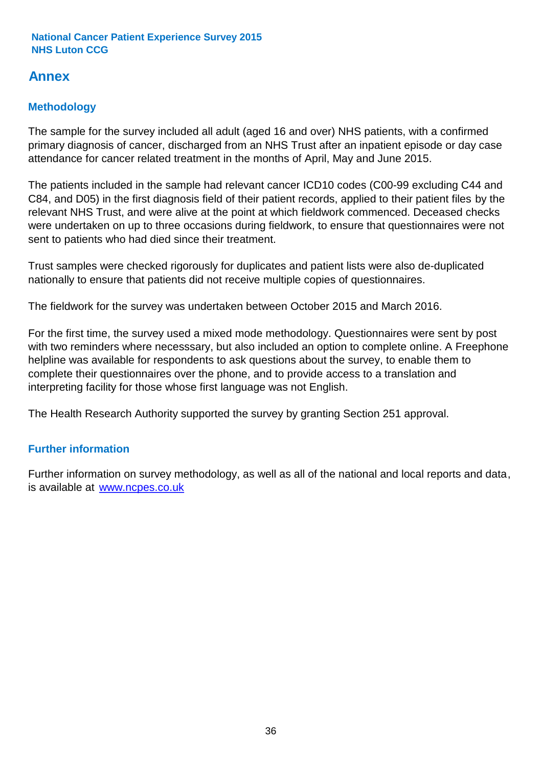## Annex

### Methodology

The sample for the survey included all adult (aged 16 and over) NHS patients, with a confirmed primary diagnosis of cancer, discharged from an NHS Trust after an inpatient episode or day case attendance for cancer related treatment in the months of April, May and June 2015.

The patients included in the sample had relevant cancer ICD10 codes (C00-99 excluding C44 and C84, and D05) in the first diagnosis field of their patient records, applied to their patient files by the relevant NHS Trust, and were alive at the point at which fieldwork commenced. Deceased checks were undertaken on up to three occasions during fieldwork, to ensure that questionnaires were not sent to patients who had died since their treatment.

Trust samples were checked rigorously for duplicates and patient lists were also de-duplicated nationally to ensure that patients did not receive multiple copies of questionnaires.

The fieldwork for the survey was undertaken between October 2015 and March 2016.

For the first time, the survey used a mixed mode methodology. Questionnaires were sent by post with two reminders where necesssary, but also included an option to complete online. A Freephone helpline was available for respondents to ask questions about the survey, to enable them to complete their questionnaires over the phone, and to provide access to a translation and interpreting facility for those whose first language was not English.

The Health Research Authority supported the survey by granting Section 251 approval.

### Further information

Further information on survey methodology, as well as all of the national and local reports and data, is available at [www.ncpes.co.uk](http://www.ncpes.co.uk)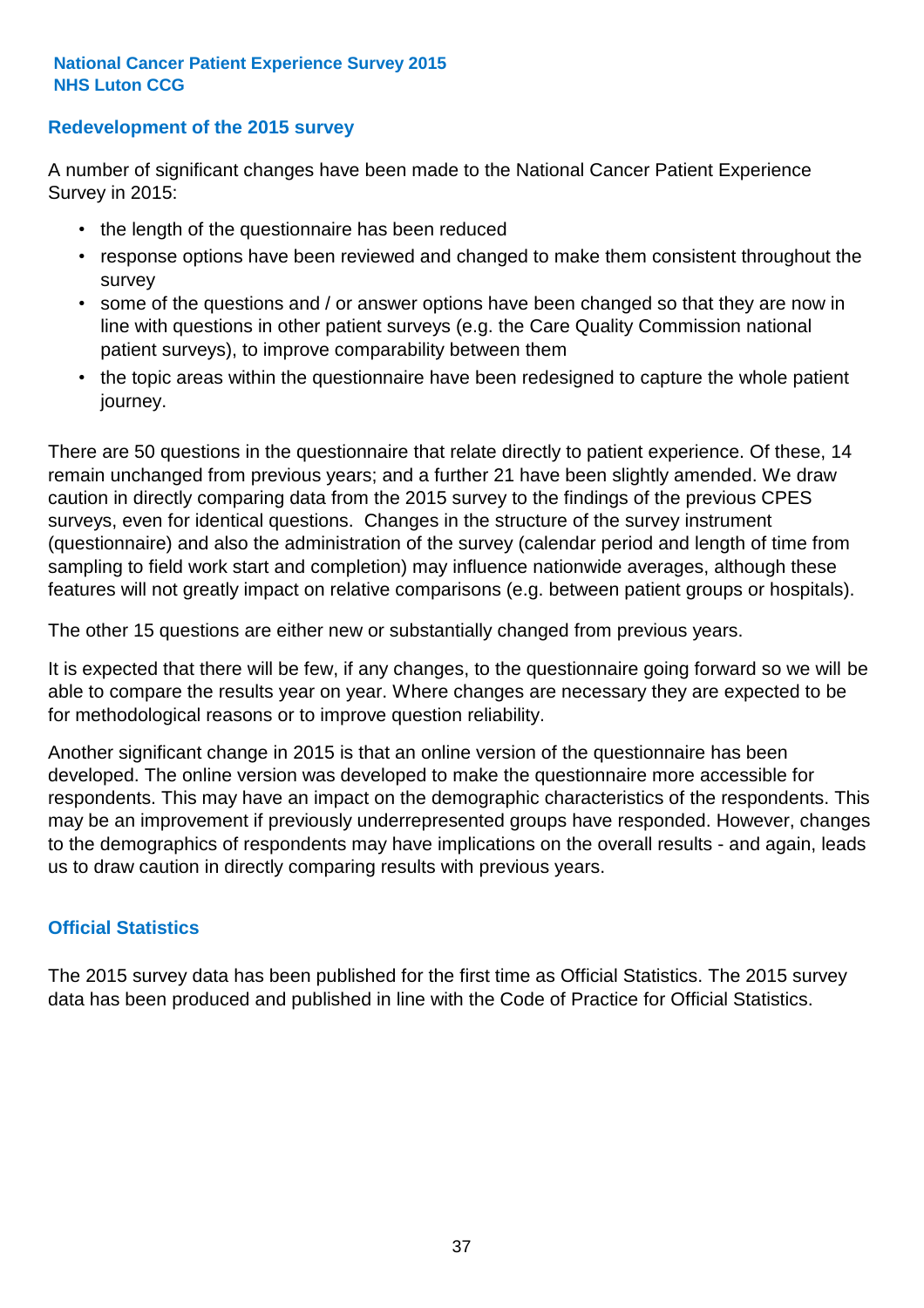## Redevelopment of the 2015 survey

A number of significant changes have been made to the National Cancer Patient Experience Survey in 2015:

- the length of the questionnaire has been reduced
- response options have been reviewed and changed to make them consistent throughout the survey
- some of the questions and / or answer options have been changed so that they are now in line with questions in other patient surveys (e.g. the Care Quality Commission national patient surveys), to improve comparability between them
- the topic areas within the questionnaire have been redesigned to capture the whole patient journey.

There are 50 questions in the questionnaire that relate directly to patient experience. Of these, 14 remain unchanged from previous years; and a further 21 have been slightly amended. We draw caution in directly comparing data from the 2015 survey to the findings of the previous CPES surveys, even for identical questions. Changes in the structure of the survey instrument (questionnaire) and also the administration of the survey (calendar period and length of time from sampling to field work start and completion) may influence nationwide averages, although these features will not greatly impact on relative comparisons (e.g. between patient groups or hospitals).

The other 15 questions are either new or substantially changed from previous years.

It is expected that there will be few, if any changes, to the questionnaire going forward so we will be able to compare the results year on year. Where changes are necessary they are expected to be for methodological reasons or to improve question reliability.

Another significant change in 2015 is that an online version of the questionnaire has been developed. The online version was developed to make the questionnaire more accessible for respondents. This may have an impact on the demographic characteristics of the respondents. This may be an improvement if previously underrepresented groups have responded. However, changes to the demographics of respondents may have implications on the overall results - and again, leads us to draw caution in directly comparing results with previous years.

## Official Statistics

The 2015 survey data has been published for the first time as Official Statistics. The 2015 survey data has been produced and published in line with the Code of Practice for Official Statistics.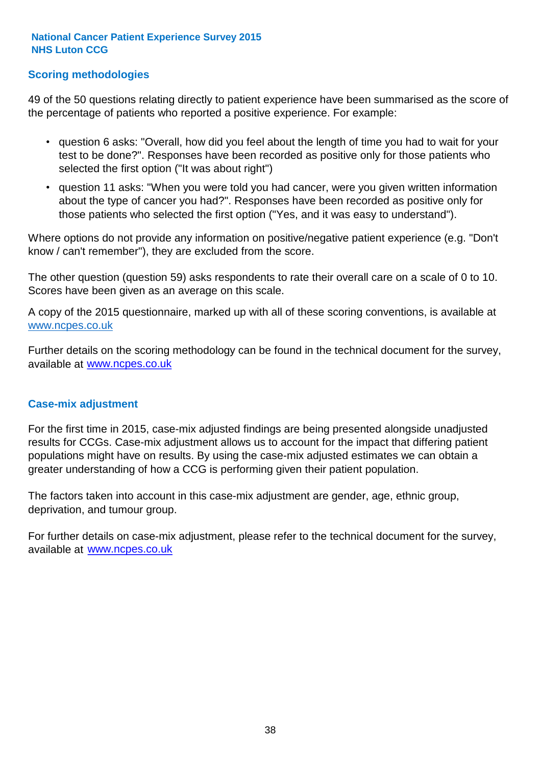## Scoring methodologies

49 of the 50 questions relating directly to patient experience have been summarised as the score of the percentage of patients who reported a positive experience. For example:

- question 6 asks: "Overall, how did you feel about the length of time you had to wait for your test to be done?". Responses have been recorded as positive only for those patients who selected the first option ("It was about right")
- question 11 asks: "When you were told you had cancer, were you given written information about the type of cancer you had?". Responses have been recorded as positive only for those patients who selected the first option ("Yes, and it was easy to understand").

Where options do not provide any information on positive/negative patient experience (e.g. "Don't know / can't remember"), they are excluded from the score.

The other question (question 59) asks respondents to rate their overall care on a scale of 0 to 10. Scores have been given as an average on this scale.

A copy of the 2015 questionnaire, marked up with all of these scoring conventions, is available at www.ncpes.co.uk

Further details on the scoring methodology can be found in the technical document for the survey, available at www.ncpes.co.uk

## Case-mix adjustment

For the first time in 2015, case-mix adjusted findings are being presented alongside unadjusted results for CCGs. Case-mix adjustment allows us to account for the impact that differing patient populations might have on results. By using the case-mix adjusted estimates we can obtain a greater understanding of how a CCG is performing given their patient population.

The factors taken into account in this case-mix adjustment are gender, age, ethnic group, deprivation, and tumour group.

For further details on case-mix adjustment, please refer to the technical document for the survey, available at www.ncpes.co.uk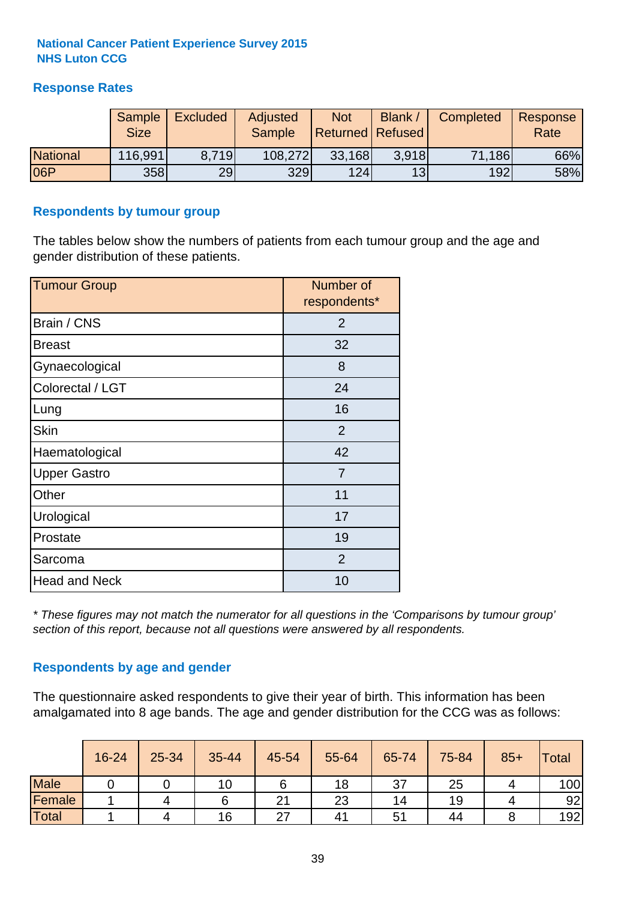**National Cancer Patient Experience Survey 2015**
**NHS Luton CCG**

## Response Rates

| | Sample Size | Excluded | Adjusted Sample | Not Returned | Blank / Refused | Completed | Response Rate |
|---|---|---|---|---|---|---|---|
| National | 116,991 | 8,719 | 108,272 | 33,168 | 3,918 | 71,186 | 66% |
| 06P | 358 | 29 | 329 | 124 | 13 | 192 | 58% |

## Respondents by tumour group

The tables below show the numbers of patients from each tumour group and the age and gender distribution of these patients.

| Tumour Group | Number of respondents* |
|---|---|
| Brain / CNS | 2 |
| Breast | 32 |
| Gynaecological | 8 |
| Colorectal / LGT | 24 |
| Lung | 16 |
| Skin | 2 |
| Haematological | 42 |
| Upper Gastro | 7 |
| Other | 11 |
| Urological | 17 |
| Prostate | 19 |
| Sarcoma | 2 |
| Head and Neck | 10 |

*\* These figures may not match the numerator for all questions in the 'Comparisons by tumour group' section of this report, because not all questions were answered by all respondents.*

## Respondents by age and gender

The questionnaire asked respondents to give their year of birth. This information has been amalgamated into 8 age bands. The age and gender distribution for the CCG was as follows:

| | 16-24 | 25-34 | 35-44 | 45-54 | 55-64 | 65-74 | 75-84 | 85+ | Total |
|---|---|---|---|---|---|---|---|---|---|
| Male | 0 | 0 | 10 | 6 | 18 | 37 | 25 | 4 | 100 |
| Female | 1 | 4 | 6 | 21 | 23 | 14 | 19 | 4 | 92 |
| Total | 1 | 4 | 16 | 27 | 41 | 51 | 44 | 8 | 192 |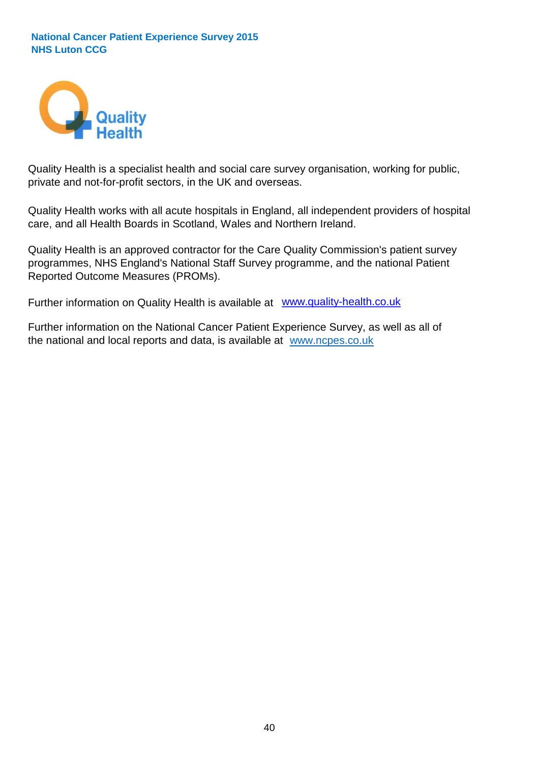Quality Health

Quality Health is a specialist health and social care survey organisation, working for public, private and not-for-profit sectors, in the UK and overseas.

Quality Health works with all acute hospitals in England, all independent providers of hospital care, and all Health Boards in Scotland, Wales and Northern Ireland.

Quality Health is an approved contractor for the Care Quality Commission's patient survey programmes, NHS England's National Staff Survey programme, and the national Patient Reported Outcome Measures (PROMs).

Further information on Quality Health is available at www.quality-health.co.uk

Further information on the National Cancer Patient Experience Survey, as well as all of the national and local reports and data, is available at www.ncpes.co.uk